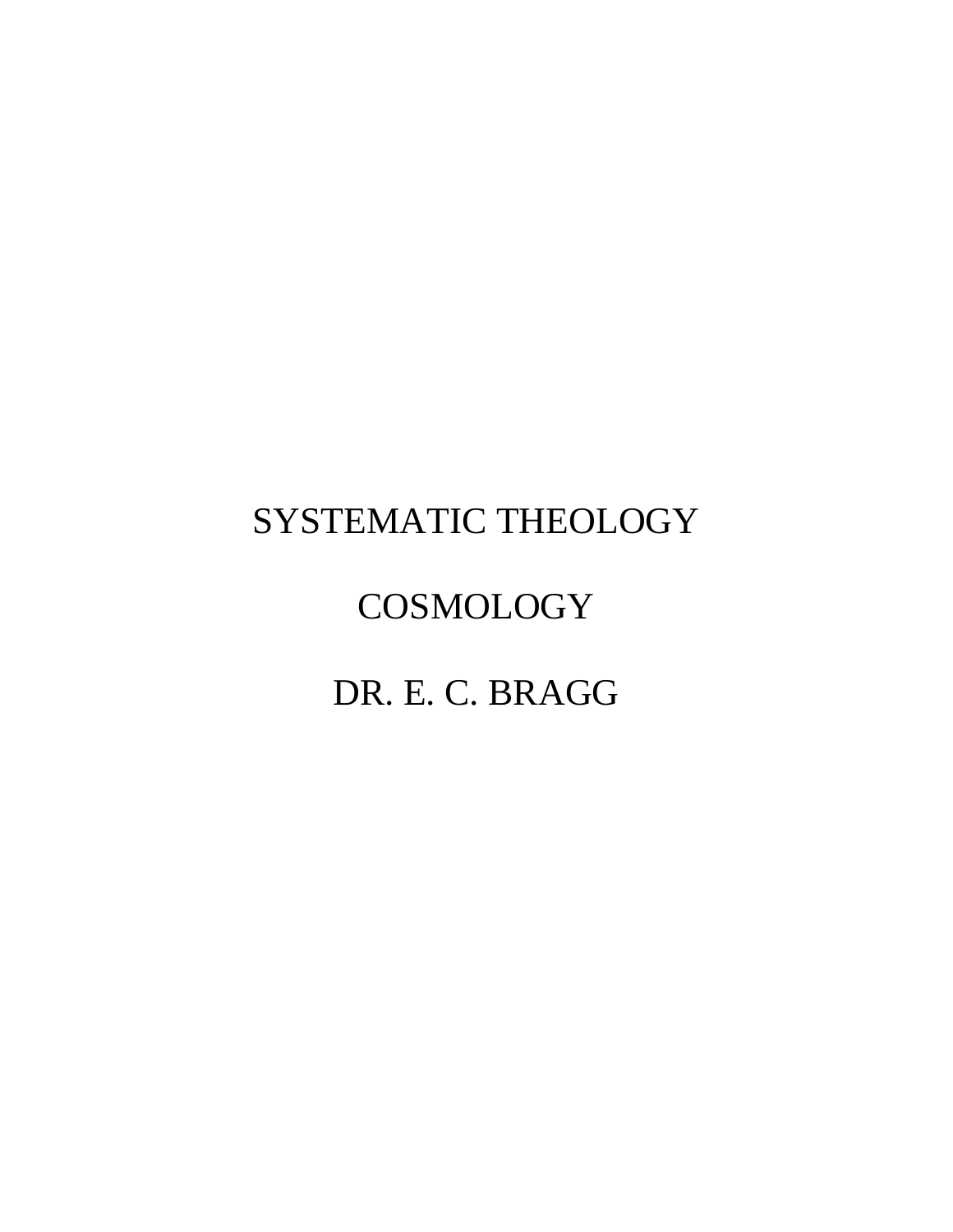# SYSTEMATIC THEOLOGY

# COSMOLOGY

## DR. E. C. BRAGG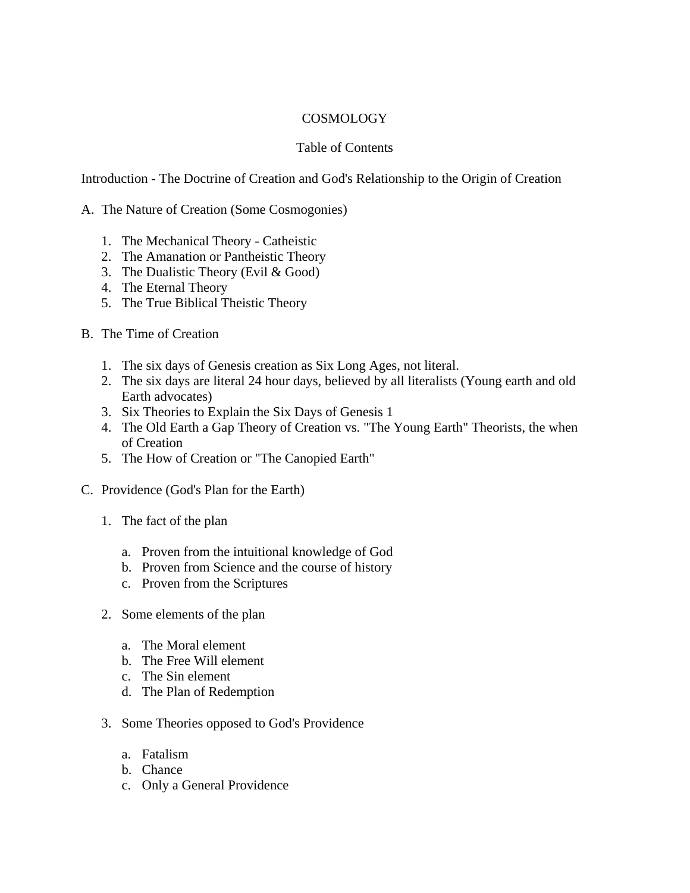# COSMOLOGY

## Table of Contents

Introduction - The Doctrine of Creation and God's Relationship to the Origin of Creation

A. The Nature of Creation (Some Cosmogonies)

1. The Mechanical Theory - Catheistic
2. The Amanation or Pantheistic Theory
3. The Dualistic Theory (Evil & Good)
4. The Eternal Theory
5. The True Biblical Theistic Theory

B. The Time of Creation

1. The six days of Genesis creation as Six Long Ages, not literal.
2. The six days are literal 24 hour days, believed by all literalists (Young earth and old Earth advocates)
3. Six Theories to Explain the Six Days of Genesis 1
4. The Old Earth a Gap Theory of Creation vs. "The Young Earth" Theorists, the when of Creation
5. The How of Creation or "The Canopied Earth"

C. Providence (God's Plan for the Earth)

1. The fact of the plan
   a. Proven from the intuitional knowledge of God
   b. Proven from Science and the course of history
   c. Proven from the Scriptures
2. Some elements of the plan
   a. The Moral element
   b. The Free Will element
   c. The Sin element
   d. The Plan of Redemption
3. Some Theories opposed to God's Providence
   a. Fatalism
   b. Chance
   c. Only a General Providence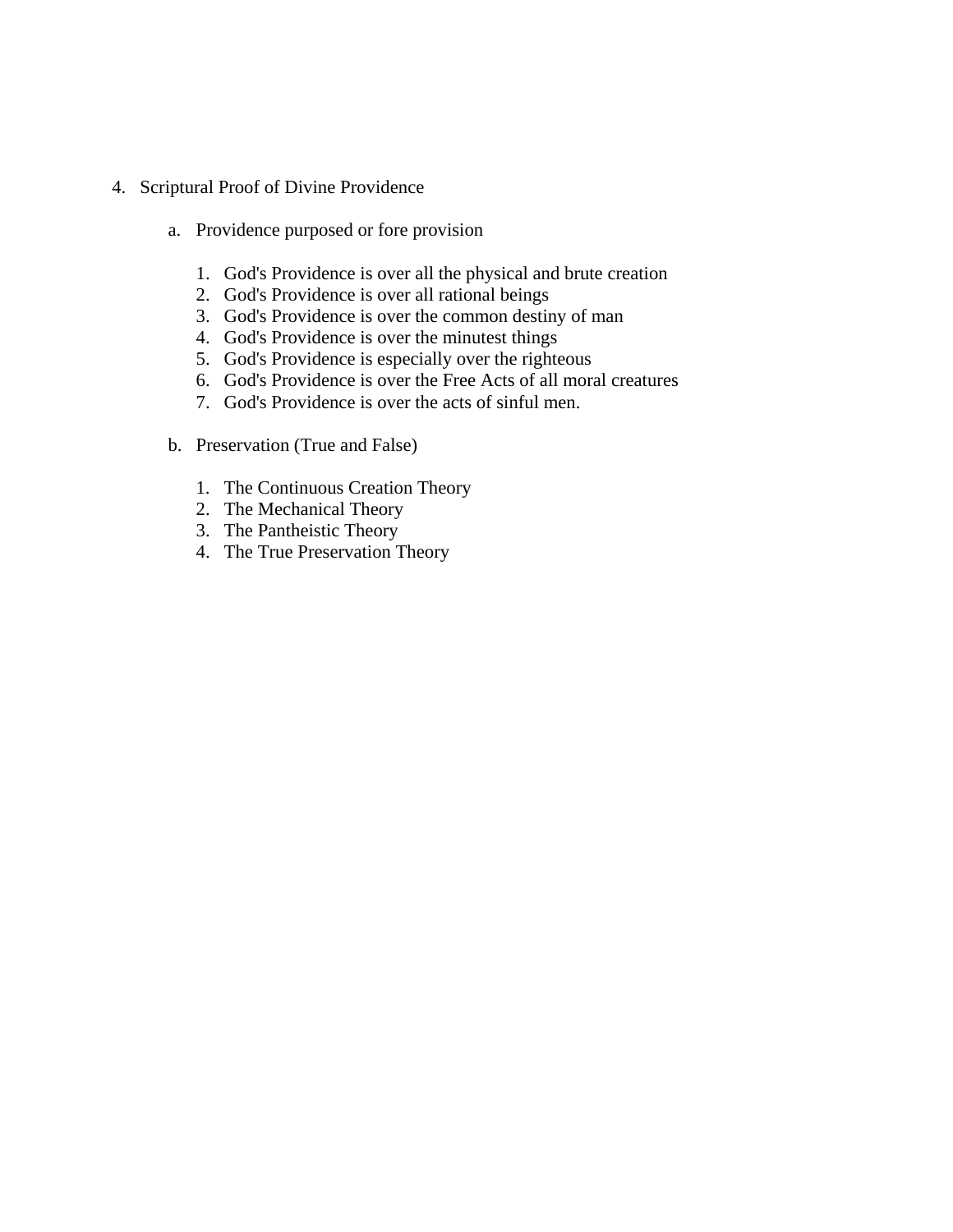4. Scriptural Proof of Divine Providence

    a. Providence purposed or fore provision

        1. God's Providence is over all the physical and brute creation
        2. God's Providence is over all rational beings
        3. God's Providence is over the common destiny of man
        4. God's Providence is over the minutest things
        5. God's Providence is especially over the righteous
        6. God's Providence is over the Free Acts of all moral creatures
        7. God's Providence is over the acts of sinful men.

    b. Preservation (True and False)

        1. The Continuous Creation Theory
        2. The Mechanical Theory
        3. The Pantheistic Theory
        4. The True Preservation Theory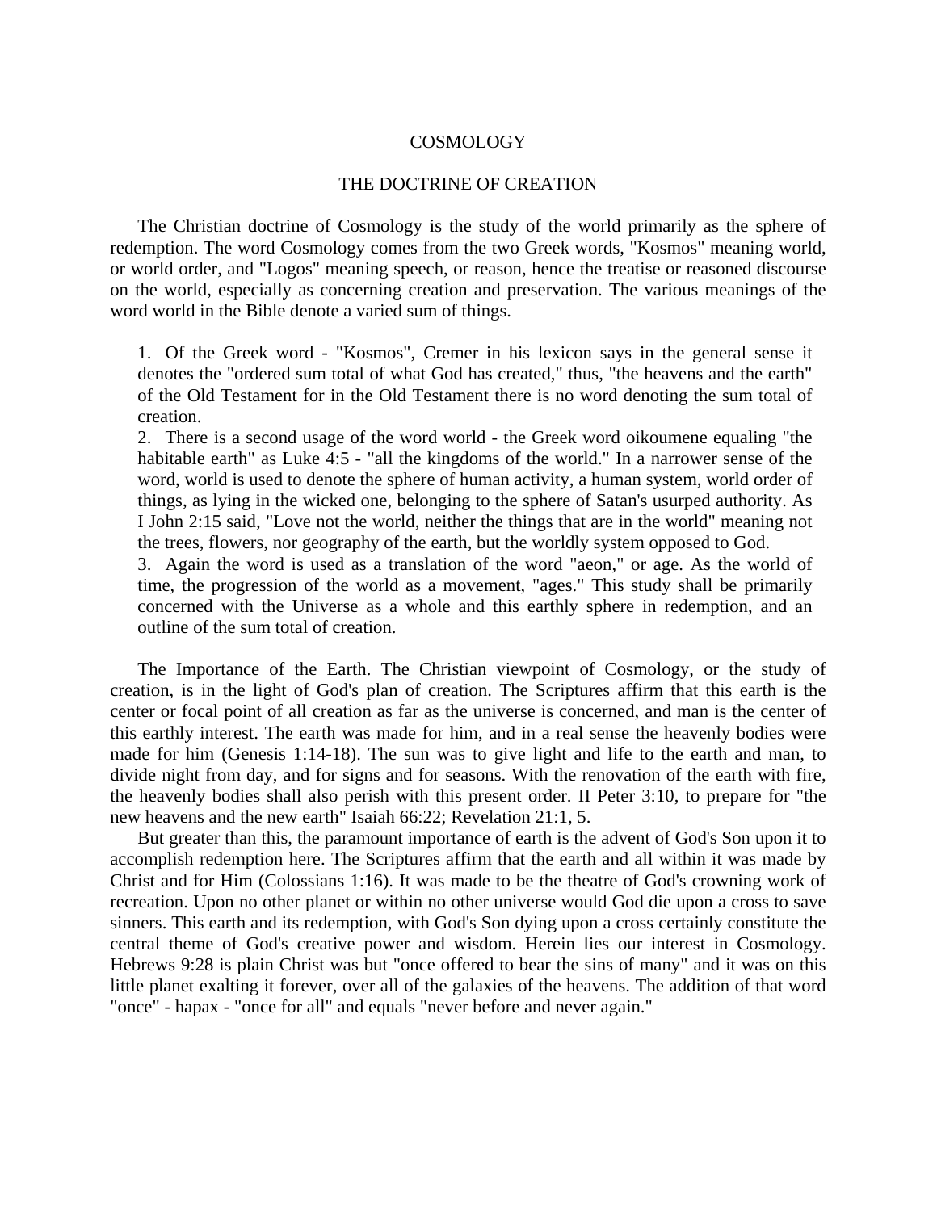# COSMOLOGY

## THE DOCTRINE OF CREATION

The Christian doctrine of Cosmology is the study of the world primarily as the sphere of redemption. The word Cosmology comes from the two Greek words, "Kosmos" meaning world, or world order, and "Logos" meaning speech, or reason, hence the treatise or reasoned discourse on the world, especially as concerning creation and preservation. The various meanings of the word world in the Bible denote a varied sum of things.

1. Of the Greek word - "Kosmos", Cremer in his lexicon says in the general sense it denotes the "ordered sum total of what God has created," thus, "the heavens and the earth" of the Old Testament for in the Old Testament there is no word denoting the sum total of creation.
2. There is a second usage of the word world - the Greek word oikoumene equaling "the habitable earth" as Luke 4:5 - "all the kingdoms of the world." In a narrower sense of the word, world is used to denote the sphere of human activity, a human system, world order of things, as lying in the wicked one, belonging to the sphere of Satan's usurped authority. As I John 2:15 said, "Love not the world, neither the things that are in the world" meaning not the trees, flowers, nor geography of the earth, but the worldly system opposed to God.
3. Again the word is used as a translation of the word "aeon," or age. As the world of time, the progression of the world as a movement, "ages." This study shall be primarily concerned with the Universe as a whole and this earthly sphere in redemption, and an outline of the sum total of creation.

The Importance of the Earth. The Christian viewpoint of Cosmology, or the study of creation, is in the light of God's plan of creation. The Scriptures affirm that this earth is the center or focal point of all creation as far as the universe is concerned, and man is the center of this earthly interest. The earth was made for him, and in a real sense the heavenly bodies were made for him (Genesis 1:14-18). The sun was to give light and life to the earth and man, to divide night from day, and for signs and for seasons. With the renovation of the earth with fire, the heavenly bodies shall also perish with this present order. II Peter 3:10, to prepare for "the new heavens and the new earth" Isaiah 66:22; Revelation 21:1, 5.

But greater than this, the paramount importance of earth is the advent of God's Son upon it to accomplish redemption here. The Scriptures affirm that the earth and all within it was made by Christ and for Him (Colossians 1:16). It was made to be the theatre of God's crowning work of recreation. Upon no other planet or within no other universe would God die upon a cross to save sinners. This earth and its redemption, with God's Son dying upon a cross certainly constitute the central theme of God's creative power and wisdom. Herein lies our interest in Cosmology. Hebrews 9:28 is plain Christ was but "once offered to bear the sins of many" and it was on this little planet exalting it forever, over all of the galaxies of the heavens. The addition of that word "once" - hapax - "once for all" and equals "never before and never again."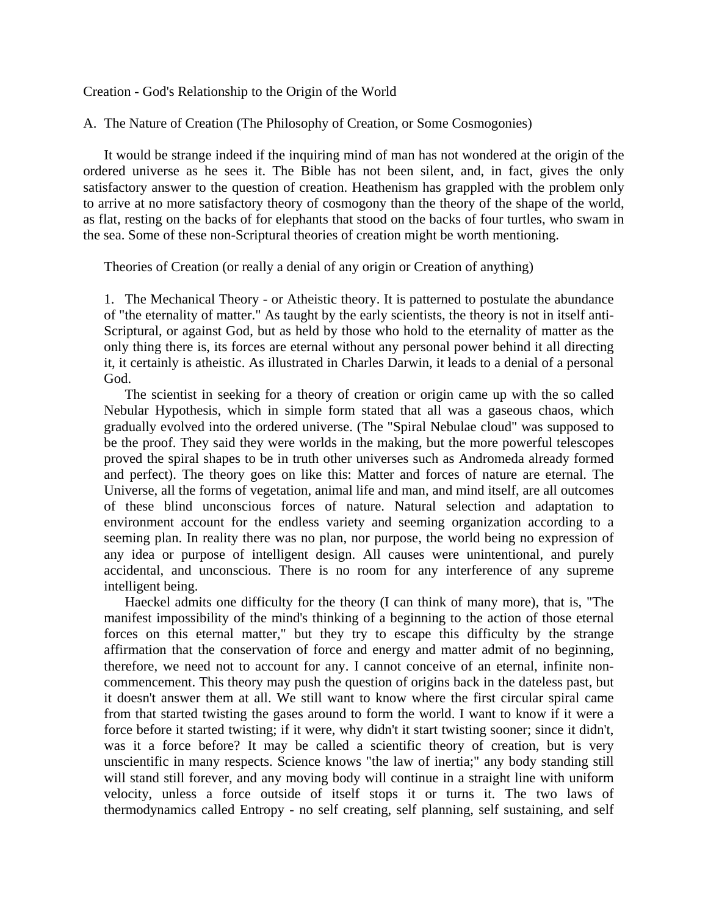Creation - God's Relationship to the Origin of the World

A. The Nature of Creation (The Philosophy of Creation, or Some Cosmogonies)

It would be strange indeed if the inquiring mind of man has not wondered at the origin of the ordered universe as he sees it. The Bible has not been silent, and, in fact, gives the only satisfactory answer to the question of creation. Heathenism has grappled with the problem only to arrive at no more satisfactory theory of cosmogony than the theory of the shape of the world, as flat, resting on the backs of for elephants that stood on the backs of four turtles, who swam in the sea. Some of these non-Scriptural theories of creation might be worth mentioning.

Theories of Creation (or really a denial of any origin or Creation of anything)

1. The Mechanical Theory - or Atheistic theory. It is patterned to postulate the abundance of "the eternality of matter." As taught by the early scientists, the theory is not in itself anti-Scriptural, or against God, but as held by those who hold to the eternality of matter as the only thing there is, its forces are eternal without any personal power behind it all directing it, it certainly is atheistic. As illustrated in Charles Darwin, it leads to a denial of a personal God.

The scientist in seeking for a theory of creation or origin came up with the so called Nebular Hypothesis, which in simple form stated that all was a gaseous chaos, which gradually evolved into the ordered universe. (The "Spiral Nebulae cloud" was supposed to be the proof. They said they were worlds in the making, but the more powerful telescopes proved the spiral shapes to be in truth other universes such as Andromeda already formed and perfect). The theory goes on like this: Matter and forces of nature are eternal. The Universe, all the forms of vegetation, animal life and man, and mind itself, are all outcomes of these blind unconscious forces of nature. Natural selection and adaptation to environment account for the endless variety and seeming organization according to a seeming plan. In reality there was no plan, nor purpose, the world being no expression of any idea or purpose of intelligent design. All causes were unintentional, and purely accidental, and unconscious. There is no room for any interference of any supreme intelligent being.

Haeckel admits one difficulty for the theory (I can think of many more), that is, "The manifest impossibility of the mind's thinking of a beginning to the action of those eternal forces on this eternal matter," but they try to escape this difficulty by the strange affirmation that the conservation of force and energy and matter admit of no beginning, therefore, we need not to account for any. I cannot conceive of an eternal, infinite non-commencement. This theory may push the question of origins back in the dateless past, but it doesn't answer them at all. We still want to know where the first circular spiral came from that started twisting the gases around to form the world. I want to know if it were a force before it started twisting; if it were, why didn't it start twisting sooner; since it didn't, was it a force before? It may be called a scientific theory of creation, but is very unscientific in many respects. Science knows "the law of inertia;" any body standing still will stand still forever, and any moving body will continue in a straight line with uniform velocity, unless a force outside of itself stops it or turns it. The two laws of thermodynamics called Entropy - no self creating, self planning, self sustaining, and self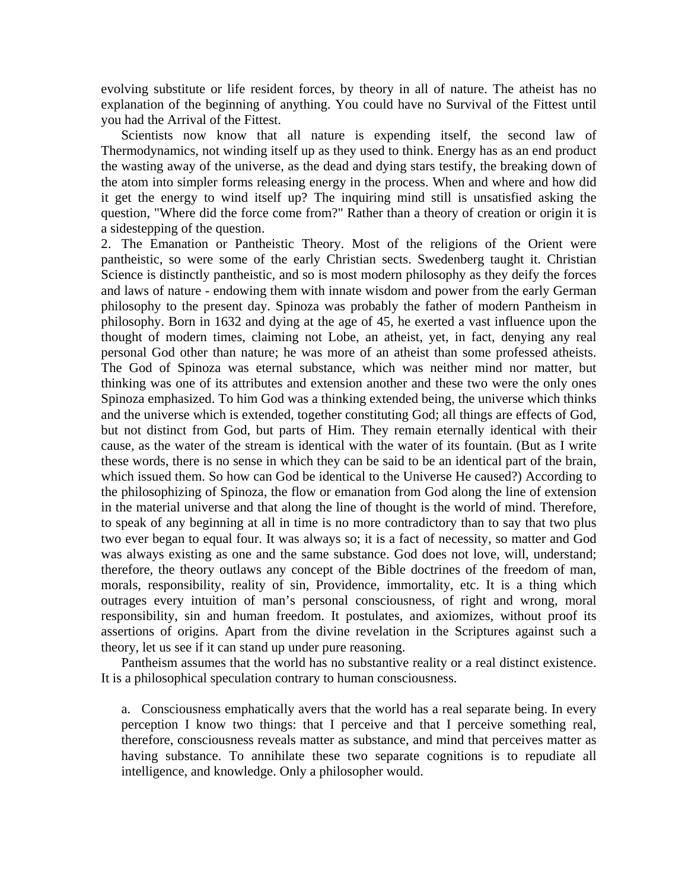evolving substitute or life resident forces, by theory in all of nature. The atheist has no explanation of the beginning of anything. You could have no Survival of the Fittest until you had the Arrival of the Fittest.

Scientists now know that all nature is expending itself, the second law of Thermodynamics, not winding itself up as they used to think. Energy has as an end product the wasting away of the universe, as the dead and dying stars testify, the breaking down of the atom into simpler forms releasing energy in the process. When and where and how did it get the energy to wind itself up? The inquiring mind still is unsatisfied asking the question, "Where did the force come from?" Rather than a theory of creation or origin it is a sidestepping of the question.

2. The Emanation or Pantheistic Theory. Most of the religions of the Orient were pantheistic, so were some of the early Christian sects. Swedenberg taught it. Christian Science is distinctly pantheistic, and so is most modern philosophy as they deify the forces and laws of nature - endowing them with innate wisdom and power from the early German philosophy to the present day. Spinoza was probably the father of modern Pantheism in philosophy. Born in 1632 and dying at the age of 45, he exerted a vast influence upon the thought of modern times, claiming not Lobe, an atheist, yet, in fact, denying any real personal God other than nature; he was more of an atheist than some professed atheists. The God of Spinoza was eternal substance, which was neither mind nor matter, but thinking was one of its attributes and extension another and these two were the only ones Spinoza emphasized. To him God was a thinking extended being, the universe which thinks and the universe which is extended, together constituting God; all things are effects of God, but not distinct from God, but parts of Him. They remain eternally identical with their cause, as the water of the stream is identical with the water of its fountain. (But as I write these words, there is no sense in which they can be said to be an identical part of the brain, which issued them. So how can God be identical to the Universe He caused?) According to the philosophizing of Spinoza, the flow or emanation from God along the line of extension in the material universe and that along the line of thought is the world of mind. Therefore, to speak of any beginning at all in time is no more contradictory than to say that two plus two ever began to equal four. It was always so; it is a fact of necessity, so matter and God was always existing as one and the same substance. God does not love, will, understand; therefore, the theory outlaws any concept of the Bible doctrines of the freedom of man, morals, responsibility, reality of sin, Providence, immortality, etc. It is a thing which outrages every intuition of man's personal consciousness, of right and wrong, moral responsibility, sin and human freedom. It postulates, and axiomizes, without proof its assertions of origins. Apart from the divine revelation in the Scriptures against such a theory, let us see if it can stand up under pure reasoning.

Pantheism assumes that the world has no substantive reality or a real distinct existence. It is a philosophical speculation contrary to human consciousness.

a. Consciousness emphatically avers that the world has a real separate being. In every perception I know two things: that I perceive and that I perceive something real, therefore, consciousness reveals matter as substance, and mind that perceives matter as having substance. To annihilate these two separate cognitions is to repudiate all intelligence, and knowledge. Only a philosopher would.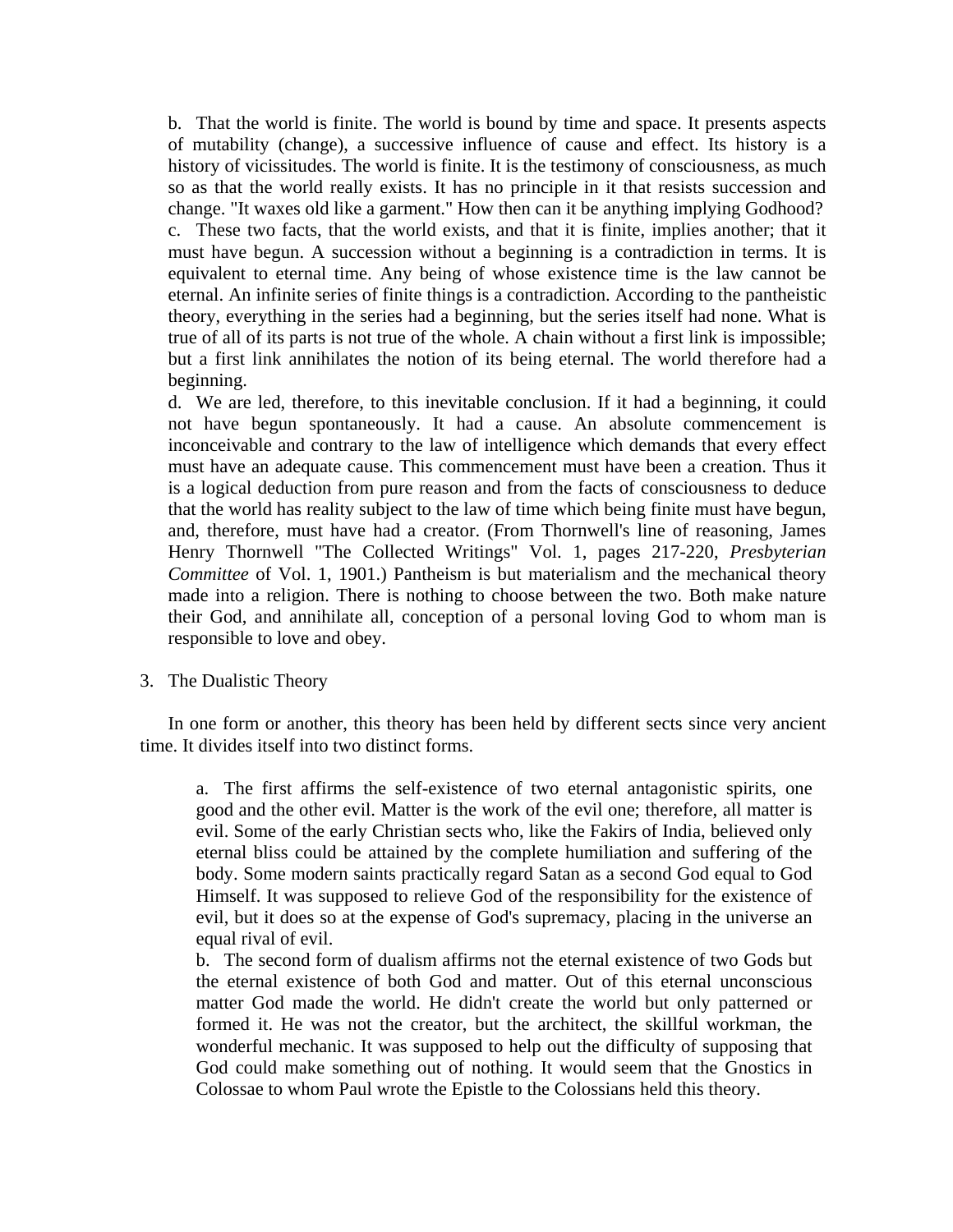b. That the world is finite. The world is bound by time and space. It presents aspects of mutability (change), a successive influence of cause and effect. Its history is a history of vicissitudes. The world is finite. It is the testimony of consciousness, as much so as that the world really exists. It has no principle in it that resists succession and change. "It waxes old like a garment." How then can it be anything implying Godhood?

c. These two facts, that the world exists, and that it is finite, implies another; that it must have begun. A succession without a beginning is a contradiction in terms. It is equivalent to eternal time. Any being of whose existence time is the law cannot be eternal. An infinite series of finite things is a contradiction. According to the pantheistic theory, everything in the series had a beginning, but the series itself had none. What is true of all of its parts is not true of the whole. A chain without a first link is impossible; but a first link annihilates the notion of its being eternal. The world therefore had a beginning.

d. We are led, therefore, to this inevitable conclusion. If it had a beginning, it could not have begun spontaneously. It had a cause. An absolute commencement is inconceivable and contrary to the law of intelligence which demands that every effect must have an adequate cause. This commencement must have been a creation. Thus it is a logical deduction from pure reason and from the facts of consciousness to deduce that the world has reality subject to the law of time which being finite must have begun, and, therefore, must have had a creator. (From Thornwell's line of reasoning, James Henry Thornwell "The Collected Writings" Vol. 1, pages 217-220, *Presbyterian Committee* of Vol. 1, 1901.) Pantheism is but materialism and the mechanical theory made into a religion. There is nothing to choose between the two. Both make nature their God, and annihilate all, conception of a personal loving God to whom man is responsible to love and obey.

3. The Dualistic Theory

In one form or another, this theory has been held by different sects since very ancient time. It divides itself into two distinct forms.

a. The first affirms the self-existence of two eternal antagonistic spirits, one good and the other evil. Matter is the work of the evil one; therefore, all matter is evil. Some of the early Christian sects who, like the Fakirs of India, believed only eternal bliss could be attained by the complete humiliation and suffering of the body. Some modern saints practically regard Satan as a second God equal to God Himself. It was supposed to relieve God of the responsibility for the existence of evil, but it does so at the expense of God's supremacy, placing in the universe an equal rival of evil.

b. The second form of dualism affirms not the eternal existence of two Gods but the eternal existence of both God and matter. Out of this eternal unconscious matter God made the world. He didn't create the world but only patterned or formed it. He was not the creator, but the architect, the skillful workman, the wonderful mechanic. It was supposed to help out the difficulty of supposing that God could make something out of nothing. It would seem that the Gnostics in Colossae to whom Paul wrote the Epistle to the Colossians held this theory.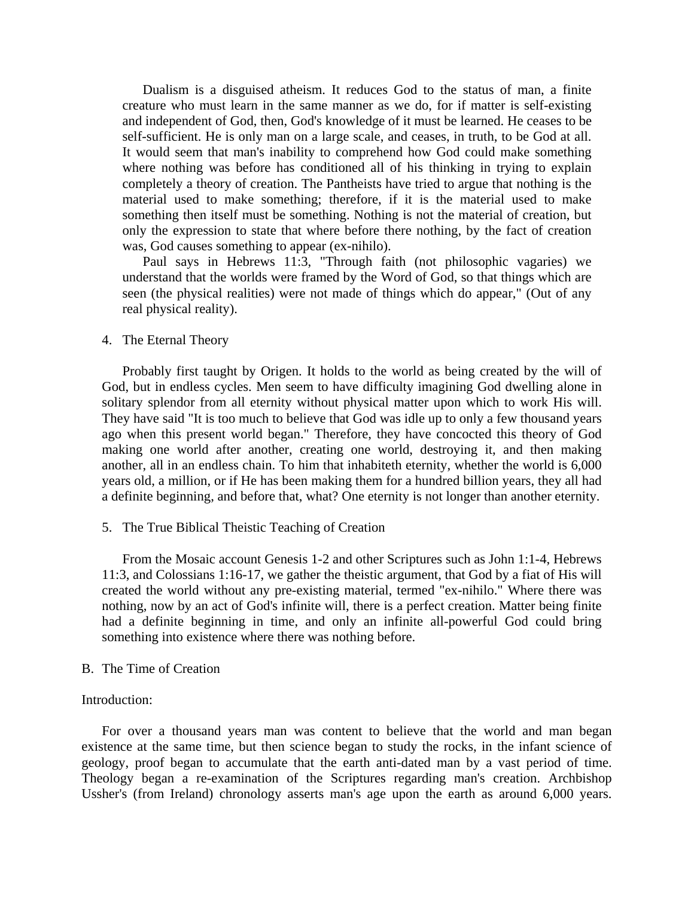Dualism is a disguised atheism. It reduces God to the status of man, a finite creature who must learn in the same manner as we do, for if matter is self-existing and independent of God, then, God's knowledge of it must be learned. He ceases to be self-sufficient. He is only man on a large scale, and ceases, in truth, to be God at all. It would seem that man's inability to comprehend how God could make something where nothing was before has conditioned all of his thinking in trying to explain completely a theory of creation. The Pantheists have tried to argue that nothing is the material used to make something; therefore, if it is the material used to make something then itself must be something. Nothing is not the material of creation, but only the expression to state that where before there nothing, by the fact of creation was, God causes something to appear (ex-nihilo).

Paul says in Hebrews 11:3, "Through faith (not philosophic vagaries) we understand that the worlds were framed by the Word of God, so that things which are seen (the physical realities) were not made of things which do appear," (Out of any real physical reality).

4. The Eternal Theory

Probably first taught by Origen. It holds to the world as being created by the will of God, but in endless cycles. Men seem to have difficulty imagining God dwelling alone in solitary splendor from all eternity without physical matter upon which to work His will. They have said "It is too much to believe that God was idle up to only a few thousand years ago when this present world began." Therefore, they have concocted this theory of God making one world after another, creating one world, destroying it, and then making another, all in an endless chain. To him that inhabiteth eternity, whether the world is 6,000 years old, a million, or if He has been making them for a hundred billion years, they all had a definite beginning, and before that, what? One eternity is not longer than another eternity.

5. The True Biblical Theistic Teaching of Creation

From the Mosaic account Genesis 1-2 and other Scriptures such as John 1:1-4, Hebrews 11:3, and Colossians 1:16-17, we gather the theistic argument, that God by a fiat of His will created the world without any pre-existing material, termed "ex-nihilo." Where there was nothing, now by an act of God's infinite will, there is a perfect creation. Matter being finite had a definite beginning in time, and only an infinite all-powerful God could bring something into existence where there was nothing before.

B. The Time of Creation

Introduction:

For over a thousand years man was content to believe that the world and man began existence at the same time, but then science began to study the rocks, in the infant science of geology, proof began to accumulate that the earth anti-dated man by a vast period of time. Theology began a re-examination of the Scriptures regarding man's creation. Archbishop Ussher's (from Ireland) chronology asserts man's age upon the earth as around 6,000 years.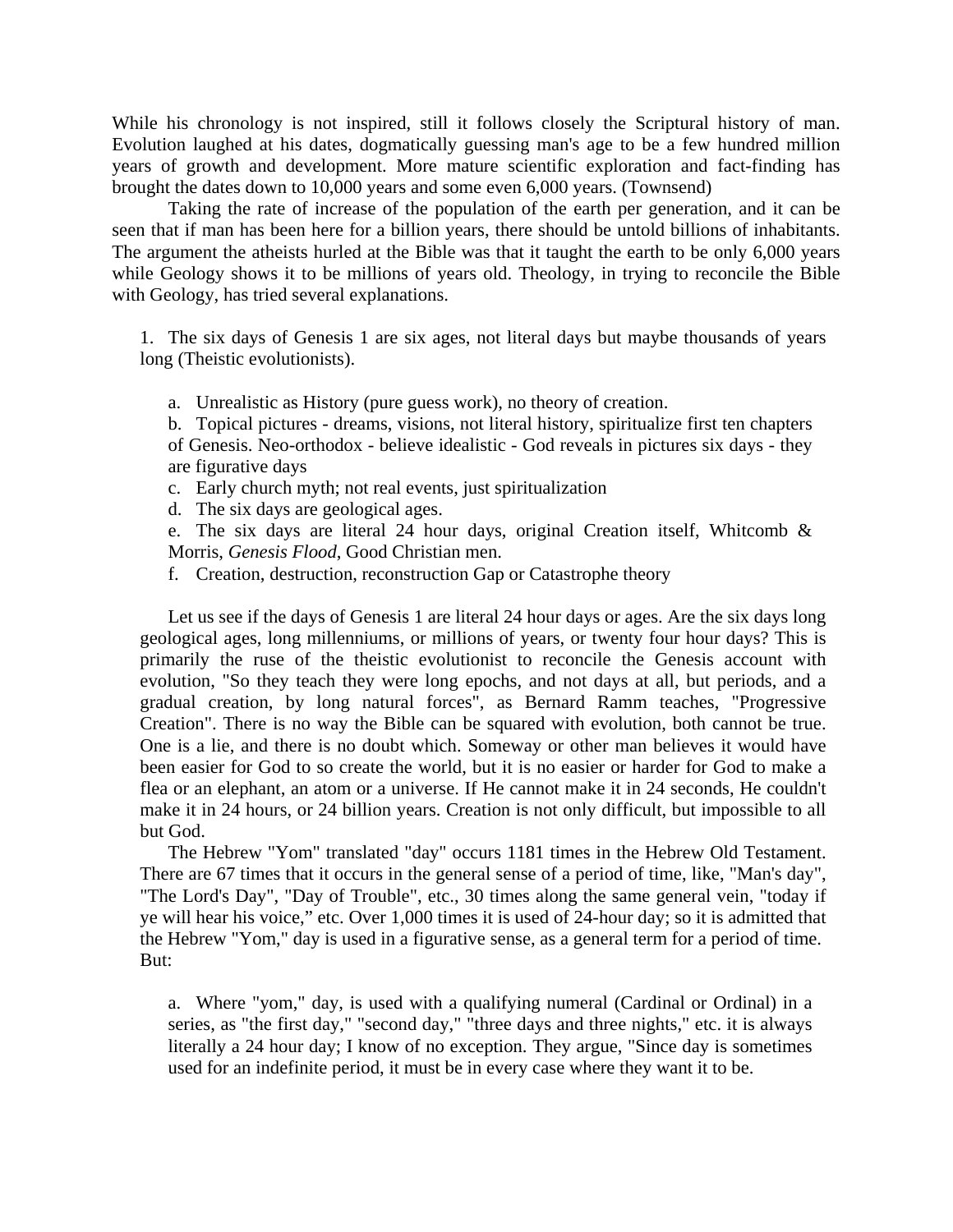While his chronology is not inspired, still it follows closely the Scriptural history of man. Evolution laughed at his dates, dogmatically guessing man's age to be a few hundred million years of growth and development. More mature scientific exploration and fact-finding has brought the dates down to 10,000 years and some even 6,000 years. (Townsend)

Taking the rate of increase of the population of the earth per generation, and it can be seen that if man has been here for a billion years, there should be untold billions of inhabitants. The argument the atheists hurled at the Bible was that it taught the earth to be only 6,000 years while Geology shows it to be millions of years old. Theology, in trying to reconcile the Bible with Geology, has tried several explanations.

1. The six days of Genesis 1 are six ages, not literal days but maybe thousands of years long (Theistic evolutionists).

   a. Unrealistic as History (pure guess work), no theory of creation.
   b. Topical pictures - dreams, visions, not literal history, spiritualize first ten chapters of Genesis. Neo-orthodox - believe idealistic - God reveals in pictures six days - they are figurative days
   c. Early church myth; not real events, just spiritualization
   d. The six days are geological ages.
   e. The six days are literal 24 hour days, original Creation itself, Whitcomb & Morris, *Genesis Flood*, Good Christian men.
   f. Creation, destruction, reconstruction Gap or Catastrophe theory

Let us see if the days of Genesis 1 are literal 24 hour days or ages. Are the six days long geological ages, long millenniums, or millions of years, or twenty four hour days? This is primarily the ruse of the theistic evolutionist to reconcile the Genesis account with evolution, "So they teach they were long epochs, and not days at all, but periods, and a gradual creation, by long natural forces", as Bernard Ramm teaches, "Progressive Creation". There is no way the Bible can be squared with evolution, both cannot be true. One is a lie, and there is no doubt which. Someway or other man believes it would have been easier for God to so create the world, but it is no easier or harder for God to make a flea or an elephant, an atom or a universe. If He cannot make it in 24 seconds, He couldn't make it in 24 hours, or 24 billion years. Creation is not only difficult, but impossible to all but God.

The Hebrew "Yom" translated "day" occurs 1181 times in the Hebrew Old Testament. There are 67 times that it occurs in the general sense of a period of time, like, "Man's day", "The Lord's Day", "Day of Trouble", etc., 30 times along the same general vein, "today if ye will hear his voice," etc. Over 1,000 times it is used of 24-hour day; so it is admitted that the Hebrew "Yom," day is used in a figurative sense, as a general term for a period of time. But:

   a. Where "yom," day, is used with a qualifying numeral (Cardinal or Ordinal) in a series, as "the first day," "second day," "three days and three nights," etc. it is always literally a 24 hour day; I know of no exception. They argue, "Since day is sometimes used for an indefinite period, it must be in every case where they want it to be.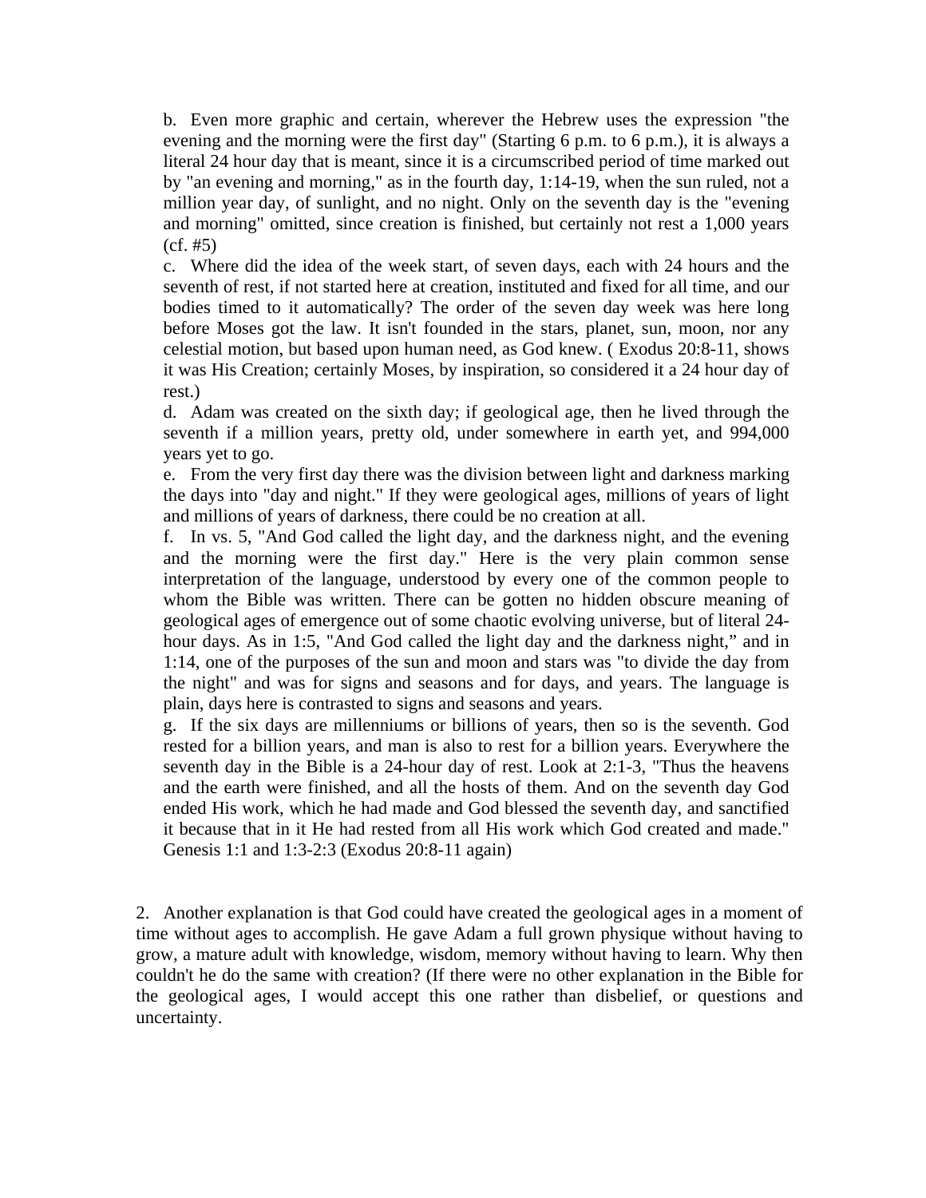b. Even more graphic and certain, wherever the Hebrew uses the expression "the evening and the morning were the first day" (Starting 6 p.m. to 6 p.m.), it is always a literal 24 hour day that is meant, since it is a circumscribed period of time marked out by "an evening and morning," as in the fourth day, 1:14-19, when the sun ruled, not a million year day, of sunlight, and no night. Only on the seventh day is the "evening and morning" omitted, since creation is finished, but certainly not rest a 1,000 years (cf. #5)

c. Where did the idea of the week start, of seven days, each with 24 hours and the seventh of rest, if not started here at creation, instituted and fixed for all time, and our bodies timed to it automatically? The order of the seven day week was here long before Moses got the law. It isn't founded in the stars, planet, sun, moon, nor any celestial motion, but based upon human need, as God knew. ( Exodus 20:8-11, shows it was His Creation; certainly Moses, by inspiration, so considered it a 24 hour day of rest.)

d. Adam was created on the sixth day; if geological age, then he lived through the seventh if a million years, pretty old, under somewhere in earth yet, and 994,000 years yet to go.

e. From the very first day there was the division between light and darkness marking the days into "day and night." If they were geological ages, millions of years of light and millions of years of darkness, there could be no creation at all.

f. In vs. 5, "And God called the light day, and the darkness night, and the evening and the morning were the first day." Here is the very plain common sense interpretation of the language, understood by every one of the common people to whom the Bible was written. There can be gotten no hidden obscure meaning of geological ages of emergence out of some chaotic evolving universe, but of literal 24-hour days. As in 1:5, "And God called the light day and the darkness night," and in 1:14, one of the purposes of the sun and moon and stars was "to divide the day from the night" and was for signs and seasons and for days, and years. The language is plain, days here is contrasted to signs and seasons and years.

g. If the six days are millenniums or billions of years, then so is the seventh. God rested for a billion years, and man is also to rest for a billion years. Everywhere the seventh day in the Bible is a 24-hour day of rest. Look at 2:1-3, "Thus the heavens and the earth were finished, and all the hosts of them. And on the seventh day God ended His work, which he had made and God blessed the seventh day, and sanctified it because that in it He had rested from all His work which God created and made." Genesis 1:1 and 1:3-2:3 (Exodus 20:8-11 again)

2. Another explanation is that God could have created the geological ages in a moment of time without ages to accomplish. He gave Adam a full grown physique without having to grow, a mature adult with knowledge, wisdom, memory without having to learn. Why then couldn't he do the same with creation? (If there were no other explanation in the Bible for the geological ages, I would accept this one rather than disbelief, or questions and uncertainty.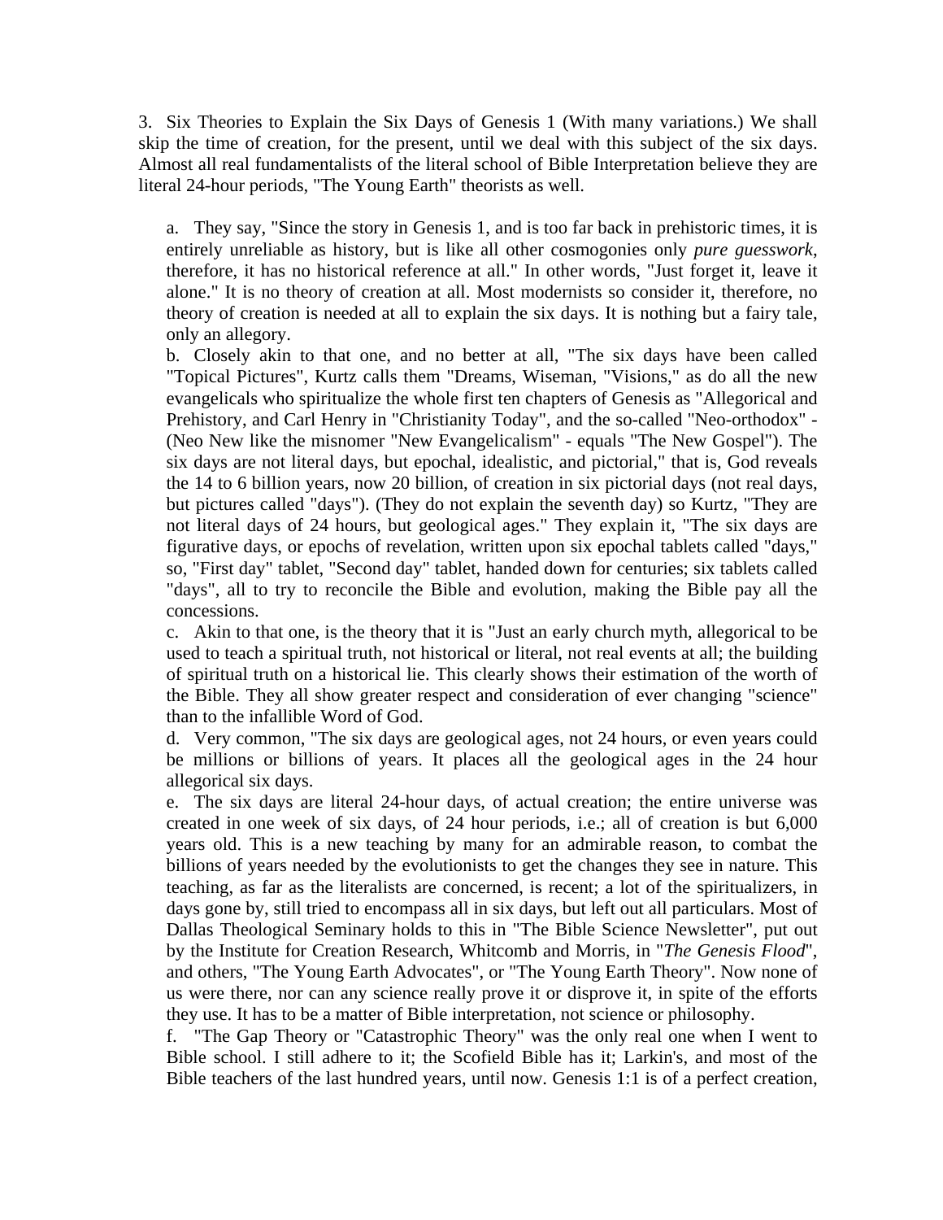3. Six Theories to Explain the Six Days of Genesis 1 (With many variations.) We shall skip the time of creation, for the present, until we deal with this subject of the six days. Almost all real fundamentalists of the literal school of Bible Interpretation believe they are literal 24-hour periods, "The Young Earth" theorists as well.

a. They say, "Since the story in Genesis 1, and is too far back in prehistoric times, it is entirely unreliable as history, but is like all other cosmogonies only *pure guesswork*, therefore, it has no historical reference at all." In other words, "Just forget it, leave it alone." It is no theory of creation at all. Most modernists so consider it, therefore, no theory of creation is needed at all to explain the six days. It is nothing but a fairy tale, only an allegory.

b. Closely akin to that one, and no better at all, "The six days have been called "Topical Pictures", Kurtz calls them "Dreams, Wiseman, "Visions," as do all the new evangelicals who spiritualize the whole first ten chapters of Genesis as "Allegorical and Prehistory, and Carl Henry in "Christianity Today", and the so-called "Neo-orthodox" - (Neo New like the misnomer "New Evangelicalism" - equals "The New Gospel"). The six days are not literal days, but epochal, idealistic, and pictorial," that is, God reveals the 14 to 6 billion years, now 20 billion, of creation in six pictorial days (not real days, but pictures called "days"). (They do not explain the seventh day) so Kurtz, "They are not literal days of 24 hours, but geological ages." They explain it, "The six days are figurative days, or epochs of revelation, written upon six epochal tablets called "days," so, "First day" tablet, "Second day" tablet, handed down for centuries; six tablets called "days", all to try to reconcile the Bible and evolution, making the Bible pay all the concessions.

c. Akin to that one, is the theory that it is "Just an early church myth, allegorical to be used to teach a spiritual truth, not historical or literal, not real events at all; the building of spiritual truth on a historical lie. This clearly shows their estimation of the worth of the Bible. They all show greater respect and consideration of ever changing "science" than to the infallible Word of God.

d. Very common, "The six days are geological ages, not 24 hours, or even years could be millions or billions of years. It places all the geological ages in the 24 hour allegorical six days.

e. The six days are literal 24-hour days, of actual creation; the entire universe was created in one week of six days, of 24 hour periods, i.e.; all of creation is but 6,000 years old. This is a new teaching by many for an admirable reason, to combat the billions of years needed by the evolutionists to get the changes they see in nature. This teaching, as far as the literalists are concerned, is recent; a lot of the spiritualizers, in days gone by, still tried to encompass all in six days, but left out all particulars. Most of Dallas Theological Seminary holds to this in "The Bible Science Newsletter", put out by the Institute for Creation Research, Whitcomb and Morris, in "*The Genesis Flood*", and others, "The Young Earth Advocates", or "The Young Earth Theory". Now none of us were there, nor can any science really prove it or disprove it, in spite of the efforts they use. It has to be a matter of Bible interpretation, not science or philosophy.

f. "The Gap Theory or "Catastrophic Theory" was the only real one when I went to Bible school. I still adhere to it; the Scofield Bible has it; Larkin's, and most of the Bible teachers of the last hundred years, until now. Genesis 1:1 is of a perfect creation,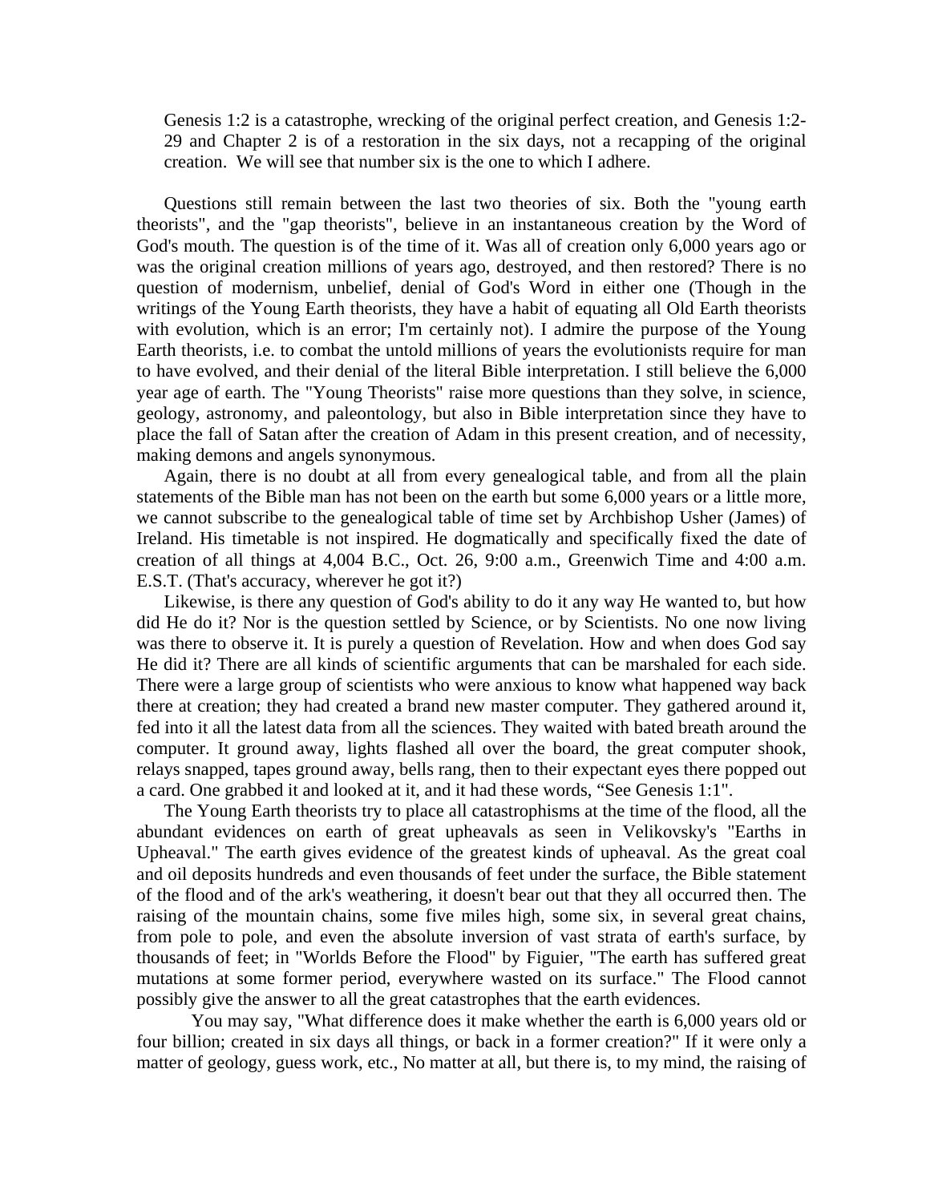Genesis 1:2 is a catastrophe, wrecking of the original perfect creation, and Genesis 1:2-29 and Chapter 2 is of a restoration in the six days, not a recapping of the original creation. We will see that number six is the one to which I adhere.

Questions still remain between the last two theories of six. Both the "young earth theorists", and the "gap theorists", believe in an instantaneous creation by the Word of God's mouth. The question is of the time of it. Was all of creation only 6,000 years ago or was the original creation millions of years ago, destroyed, and then restored? There is no question of modernism, unbelief, denial of God's Word in either one (Though in the writings of the Young Earth theorists, they have a habit of equating all Old Earth theorists with evolution, which is an error; I'm certainly not). I admire the purpose of the Young Earth theorists, i.e. to combat the untold millions of years the evolutionists require for man to have evolved, and their denial of the literal Bible interpretation. I still believe the 6,000 year age of earth. The "Young Theorists" raise more questions than they solve, in science, geology, astronomy, and paleontology, but also in Bible interpretation since they have to place the fall of Satan after the creation of Adam in this present creation, and of necessity, making demons and angels synonymous.

Again, there is no doubt at all from every genealogical table, and from all the plain statements of the Bible man has not been on the earth but some 6,000 years or a little more, we cannot subscribe to the genealogical table of time set by Archbishop Usher (James) of Ireland. His timetable is not inspired. He dogmatically and specifically fixed the date of creation of all things at 4,004 B.C., Oct. 26, 9:00 a.m., Greenwich Time and 4:00 a.m. E.S.T. (That's accuracy, wherever he got it?)

Likewise, is there any question of God's ability to do it any way He wanted to, but how did He do it? Nor is the question settled by Science, or by Scientists. No one now living was there to observe it. It is purely a question of Revelation. How and when does God say He did it? There are all kinds of scientific arguments that can be marshaled for each side. There were a large group of scientists who were anxious to know what happened way back there at creation; they had created a brand new master computer. They gathered around it, fed into it all the latest data from all the sciences. They waited with bated breath around the computer. It ground away, lights flashed all over the board, the great computer shook, relays snapped, tapes ground away, bells rang, then to their expectant eyes there popped out a card. One grabbed it and looked at it, and it had these words, "See Genesis 1:1".

The Young Earth theorists try to place all catastrophisms at the time of the flood, all the abundant evidences on earth of great upheavals as seen in Velikovsky's "Earths in Upheaval." The earth gives evidence of the greatest kinds of upheaval. As the great coal and oil deposits hundreds and even thousands of feet under the surface, the Bible statement of the flood and of the ark's weathering, it doesn't bear out that they all occurred then. The raising of the mountain chains, some five miles high, some six, in several great chains, from pole to pole, and even the absolute inversion of vast strata of earth's surface, by thousands of feet; in "Worlds Before the Flood" by Figuier, "The earth has suffered great mutations at some former period, everywhere wasted on its surface." The Flood cannot possibly give the answer to all the great catastrophes that the earth evidences.

You may say, "What difference does it make whether the earth is 6,000 years old or four billion; created in six days all things, or back in a former creation?" If it were only a matter of geology, guess work, etc., No matter at all, but there is, to my mind, the raising of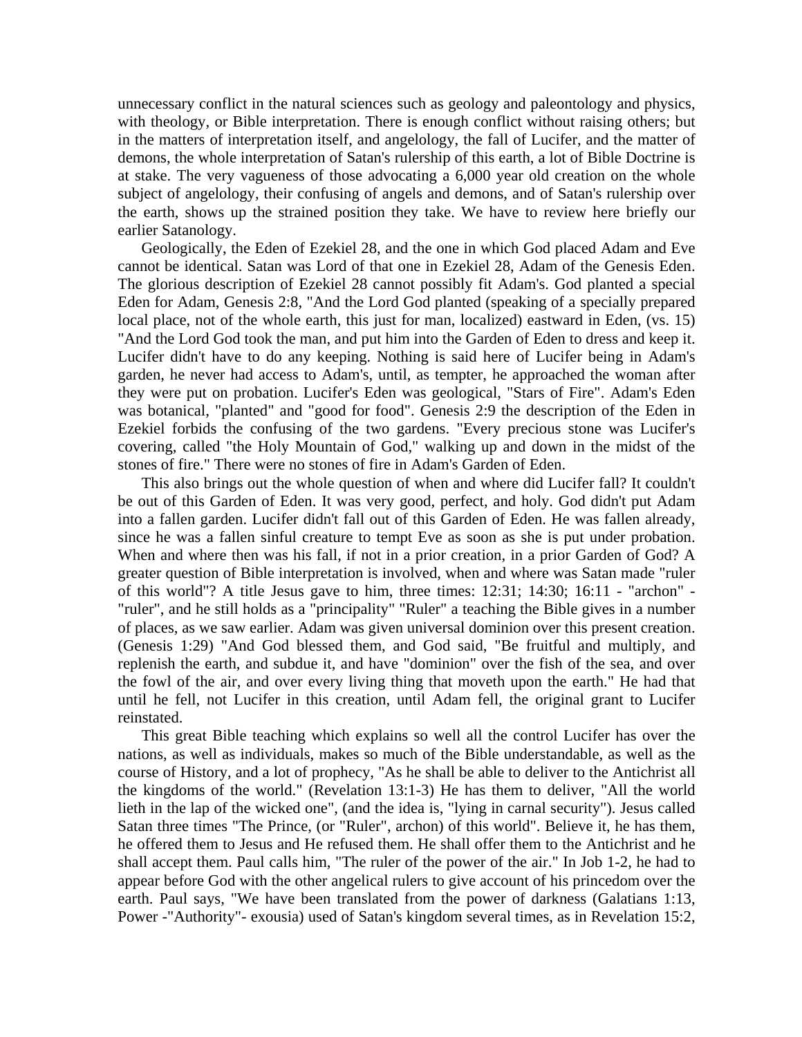unnecessary conflict in the natural sciences such as geology and paleontology and physics, with theology, or Bible interpretation. There is enough conflict without raising others; but in the matters of interpretation itself, and angelology, the fall of Lucifer, and the matter of demons, the whole interpretation of Satan's rulership of this earth, a lot of Bible Doctrine is at stake. The very vagueness of those advocating a 6,000 year old creation on the whole subject of angelology, their confusing of angels and demons, and of Satan's rulership over the earth, shows up the strained position they take. We have to review here briefly our earlier Satanology.

Geologically, the Eden of Ezekiel 28, and the one in which God placed Adam and Eve cannot be identical. Satan was Lord of that one in Ezekiel 28, Adam of the Genesis Eden. The glorious description of Ezekiel 28 cannot possibly fit Adam's. God planted a special Eden for Adam, Genesis 2:8, "And the Lord God planted (speaking of a specially prepared local place, not of the whole earth, this just for man, localized) eastward in Eden, (vs. 15) "And the Lord God took the man, and put him into the Garden of Eden to dress and keep it. Lucifer didn't have to do any keeping. Nothing is said here of Lucifer being in Adam's garden, he never had access to Adam's, until, as tempter, he approached the woman after they were put on probation. Lucifer's Eden was geological, "Stars of Fire". Adam's Eden was botanical, "planted" and "good for food". Genesis 2:9 the description of the Eden in Ezekiel forbids the confusing of the two gardens. "Every precious stone was Lucifer's covering, called "the Holy Mountain of God," walking up and down in the midst of the stones of fire." There were no stones of fire in Adam's Garden of Eden.

This also brings out the whole question of when and where did Lucifer fall? It couldn't be out of this Garden of Eden. It was very good, perfect, and holy. God didn't put Adam into a fallen garden. Lucifer didn't fall out of this Garden of Eden. He was fallen already, since he was a fallen sinful creature to tempt Eve as soon as she is put under probation. When and where then was his fall, if not in a prior creation, in a prior Garden of God? A greater question of Bible interpretation is involved, when and where was Satan made "ruler of this world"? A title Jesus gave to him, three times: 12:31; 14:30; 16:11 - "archon" - "ruler", and he still holds as a "principality" "Ruler" a teaching the Bible gives in a number of places, as we saw earlier. Adam was given universal dominion over this present creation. (Genesis 1:29) "And God blessed them, and God said, "Be fruitful and multiply, and replenish the earth, and subdue it, and have "dominion" over the fish of the sea, and over the fowl of the air, and over every living thing that moveth upon the earth." He had that until he fell, not Lucifer in this creation, until Adam fell, the original grant to Lucifer reinstated.

This great Bible teaching which explains so well all the control Lucifer has over the nations, as well as individuals, makes so much of the Bible understandable, as well as the course of History, and a lot of prophecy, "As he shall be able to deliver to the Antichrist all the kingdoms of the world." (Revelation 13:1-3) He has them to deliver, "All the world lieth in the lap of the wicked one", (and the idea is, "lying in carnal security"). Jesus called Satan three times "The Prince, (or "Ruler", archon) of this world". Believe it, he has them, he offered them to Jesus and He refused them. He shall offer them to the Antichrist and he shall accept them. Paul calls him, "The ruler of the power of the air." In Job 1-2, he had to appear before God with the other angelical rulers to give account of his princedom over the earth. Paul says, "We have been translated from the power of darkness (Galatians 1:13, Power -"Authority"- exousia) used of Satan's kingdom several times, as in Revelation 15:2,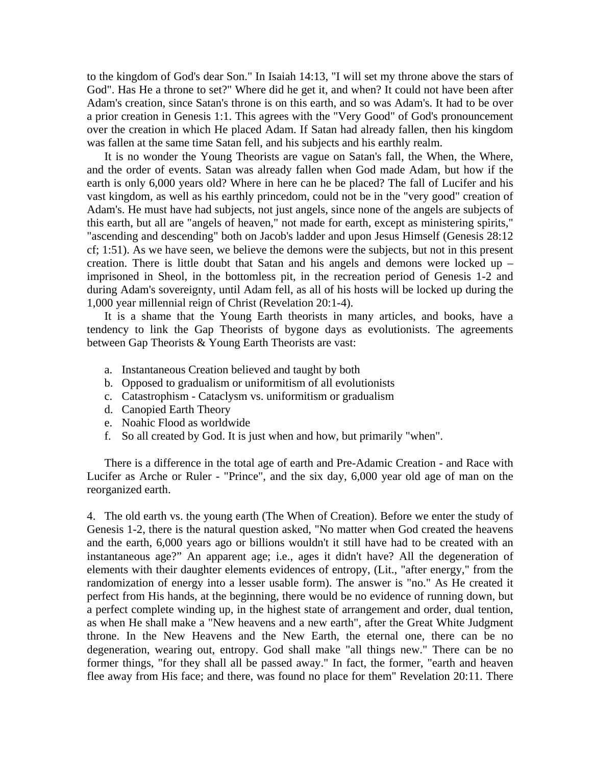to the kingdom of God's dear Son." In Isaiah 14:13, "I will set my throne above the stars of God". Has He a throne to set?" Where did he get it, and when? It could not have been after Adam's creation, since Satan's throne is on this earth, and so was Adam's. It had to be over a prior creation in Genesis 1:1. This agrees with the "Very Good" of God's pronouncement over the creation in which He placed Adam. If Satan had already fallen, then his kingdom was fallen at the same time Satan fell, and his subjects and his earthly realm.

It is no wonder the Young Theorists are vague on Satan's fall, the When, the Where, and the order of events. Satan was already fallen when God made Adam, but how if the earth is only 6,000 years old? Where in here can he be placed? The fall of Lucifer and his vast kingdom, as well as his earthly princedom, could not be in the "very good" creation of Adam's. He must have had subjects, not just angels, since none of the angels are subjects of this earth, but all are "angels of heaven," not made for earth, except as ministering spirits," "ascending and descending" both on Jacob's ladder and upon Jesus Himself (Genesis 28:12 cf; 1:51). As we have seen, we believe the demons were the subjects, but not in this present creation. There is little doubt that Satan and his angels and demons were locked up – imprisoned in Sheol, in the bottomless pit, in the recreation period of Genesis 1-2 and during Adam's sovereignty, until Adam fell, as all of his hosts will be locked up during the 1,000 year millennial reign of Christ (Revelation 20:1-4).

It is a shame that the Young Earth theorists in many articles, and books, have a tendency to link the Gap Theorists of bygone days as evolutionists. The agreements between Gap Theorists & Young Earth Theorists are vast:

a. Instantaneous Creation believed and taught by both
b. Opposed to gradualism or uniformitism of all evolutionists
c. Catastrophism - Cataclysm vs. uniformitism or gradualism
d. Canopied Earth Theory
e. Noahic Flood as worldwide
f. So all created by God. It is just when and how, but primarily "when".

There is a difference in the total age of earth and Pre-Adamic Creation - and Race with Lucifer as Arche or Ruler - "Prince", and the six day, 6,000 year old age of man on the reorganized earth.

4. The old earth vs. the young earth (The When of Creation). Before we enter the study of Genesis 1-2, there is the natural question asked, "No matter when God created the heavens and the earth, 6,000 years ago or billions wouldn't it still have had to be created with an instantaneous age?" An apparent age; i.e., ages it didn't have? All the degeneration of elements with their daughter elements evidences of entropy, (Lit., "after energy," from the randomization of energy into a lesser usable form). The answer is "no." As He created it perfect from His hands, at the beginning, there would be no evidence of running down, but a perfect complete winding up, in the highest state of arrangement and order, dual tention, as when He shall make a "New heavens and a new earth", after the Great White Judgment throne. In the New Heavens and the New Earth, the eternal one, there can be no degeneration, wearing out, entropy. God shall make "all things new." There can be no former things, "for they shall all be passed away." In fact, the former, "earth and heaven flee away from His face; and there, was found no place for them" Revelation 20:11. There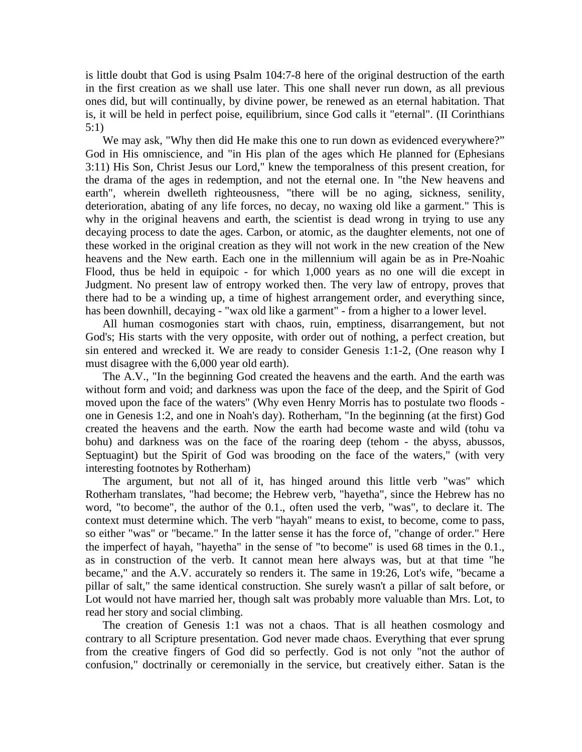is little doubt that God is using Psalm 104:7-8 here of the original destruction of the earth in the first creation as we shall use later. This one shall never run down, as all previous ones did, but will continually, by divine power, be renewed as an eternal habitation. That is, it will be held in perfect poise, equilibrium, since God calls it "eternal". (II Corinthians 5:1)

We may ask, "Why then did He make this one to run down as evidenced everywhere?” God in His omniscience, and "in His plan of the ages which He planned for (Ephesians 3:11) His Son, Christ Jesus our Lord," knew the temporalness of this present creation, for the drama of the ages in redemption, and not the eternal one. In "the New heavens and earth", wherein dwelleth righteousness, "there will be no aging, sickness, senility, deterioration, abating of any life forces, no decay, no waxing old like a garment." This is why in the original heavens and earth, the scientist is dead wrong in trying to use any decaying process to date the ages. Carbon, or atomic, as the daughter elements, not one of these worked in the original creation as they will not work in the new creation of the New heavens and the New earth. Each one in the millennium will again be as in Pre-Noahic Flood, thus be held in equipoic - for which 1,000 years as no one will die except in Judgment. No present law of entropy worked then. The very law of entropy, proves that there had to be a winding up, a time of highest arrangement order, and everything since, has been downhill, decaying - "wax old like a garment" - from a higher to a lower level.

All human cosmogonies start with chaos, ruin, emptiness, disarrangement, but not God's; His starts with the very opposite, with order out of nothing, a perfect creation, but sin entered and wrecked it. We are ready to consider Genesis 1:1-2, (One reason why I must disagree with the 6,000 year old earth).

The A.V., "In the beginning God created the heavens and the earth. And the earth was without form and void; and darkness was upon the face of the deep, and the Spirit of God moved upon the face of the waters" (Why even Henry Morris has to postulate two floods - one in Genesis 1:2, and one in Noah's day). Rotherham, "In the beginning (at the first) God created the heavens and the earth. Now the earth had become waste and wild (tohu va bohu) and darkness was on the face of the roaring deep (tehom - the abyss, abussos, Septuagint) but the Spirit of God was brooding on the face of the waters," (with very interesting footnotes by Rotherham)

The argument, but not all of it, has hinged around this little verb "was" which Rotherham translates, "had become; the Hebrew verb, "hayetha", since the Hebrew has no word, "to become", the author of the 0.1., often used the verb, "was", to declare it. The context must determine which. The verb "hayah" means to exist, to become, come to pass, so either "was" or "became." In the latter sense it has the force of, "change of order." Here the imperfect of hayah, "hayetha" in the sense of "to become" is used 68 times in the 0.1., as in construction of the verb. It cannot mean here always was, but at that time "he became," and the A.V. accurately so renders it. The same in 19:26, Lot's wife, "became a pillar of salt," the same identical construction. She surely wasn't a pillar of salt before, or Lot would not have married her, though salt was probably more valuable than Mrs. Lot, to read her story and social climbing.

The creation of Genesis 1:1 was not a chaos. That is all heathen cosmology and contrary to all Scripture presentation. God never made chaos. Everything that ever sprung from the creative fingers of God did so perfectly. God is not only "not the author of confusion," doctrinally or ceremonially in the service, but creatively either. Satan is the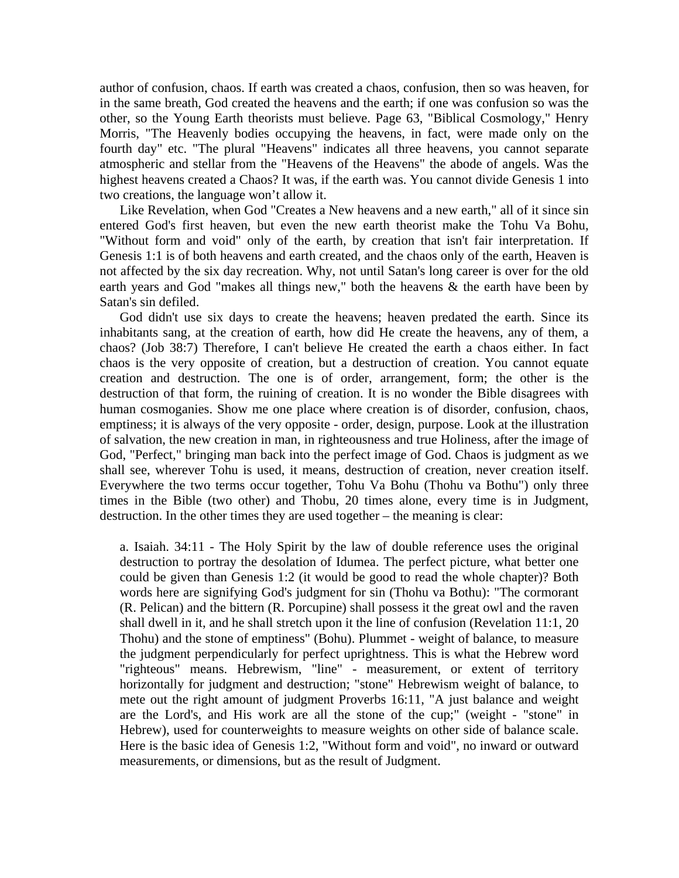author of confusion, chaos. If earth was created a chaos, confusion, then so was heaven, for in the same breath, God created the heavens and the earth; if one was confusion so was the other, so the Young Earth theorists must believe. Page 63, "Biblical Cosmology," Henry Morris, "The Heavenly bodies occupying the heavens, in fact, were made only on the fourth day" etc. "The plural "Heavens" indicates all three heavens, you cannot separate atmospheric and stellar from the "Heavens of the Heavens" the abode of angels. Was the highest heavens created a Chaos? It was, if the earth was. You cannot divide Genesis 1 into two creations, the language won't allow it.

Like Revelation, when God "Creates a New heavens and a new earth," all of it since sin entered God's first heaven, but even the new earth theorist make the Tohu Va Bohu, "Without form and void" only of the earth, by creation that isn't fair interpretation. If Genesis 1:1 is of both heavens and earth created, and the chaos only of the earth, Heaven is not affected by the six day recreation. Why, not until Satan's long career is over for the old earth years and God "makes all things new," both the heavens & the earth have been by Satan's sin defiled.

God didn't use six days to create the heavens; heaven predated the earth. Since its inhabitants sang, at the creation of earth, how did He create the heavens, any of them, a chaos? (Job 38:7) Therefore, I can't believe He created the earth a chaos either. In fact chaos is the very opposite of creation, but a destruction of creation. You cannot equate creation and destruction. The one is of order, arrangement, form; the other is the destruction of that form, the ruining of creation. It is no wonder the Bible disagrees with human cosmoganies. Show me one place where creation is of disorder, confusion, chaos, emptiness; it is always of the very opposite - order, design, purpose. Look at the illustration of salvation, the new creation in man, in righteousness and true Holiness, after the image of God, "Perfect," bringing man back into the perfect image of God. Chaos is judgment as we shall see, wherever Tohu is used, it means, destruction of creation, never creation itself. Everywhere the two terms occur together, Tohu Va Bohu (Thohu va Bothu") only three times in the Bible (two other) and Thobu, 20 times alone, every time is in Judgment, destruction. In the other times they are used together – the meaning is clear:

> a. Isaiah. 34:11 - The Holy Spirit by the law of double reference uses the original destruction to portray the desolation of Idumea. The perfect picture, what better one could be given than Genesis 1:2 (it would be good to read the whole chapter)? Both words here are signifying God's judgment for sin (Thohu va Bothu): "The cormorant (R. Pelican) and the bittern (R. Porcupine) shall possess it the great owl and the raven shall dwell in it, and he shall stretch upon it the line of confusion (Revelation 11:1, 20 Thohu) and the stone of emptiness" (Bohu). Plummet - weight of balance, to measure the judgment perpendicularly for perfect uprightness. This is what the Hebrew word "righteous" means. Hebrewism, "line" - measurement, or extent of territory horizontally for judgment and destruction; "stone" Hebrewism weight of balance, to mete out the right amount of judgment Proverbs 16:11, "A just balance and weight are the Lord's, and His work are all the stone of the cup;" (weight - "stone" in Hebrew), used for counterweights to measure weights on other side of balance scale. Here is the basic idea of Genesis 1:2, "Without form and void", no inward or outward measurements, or dimensions, but as the result of Judgment.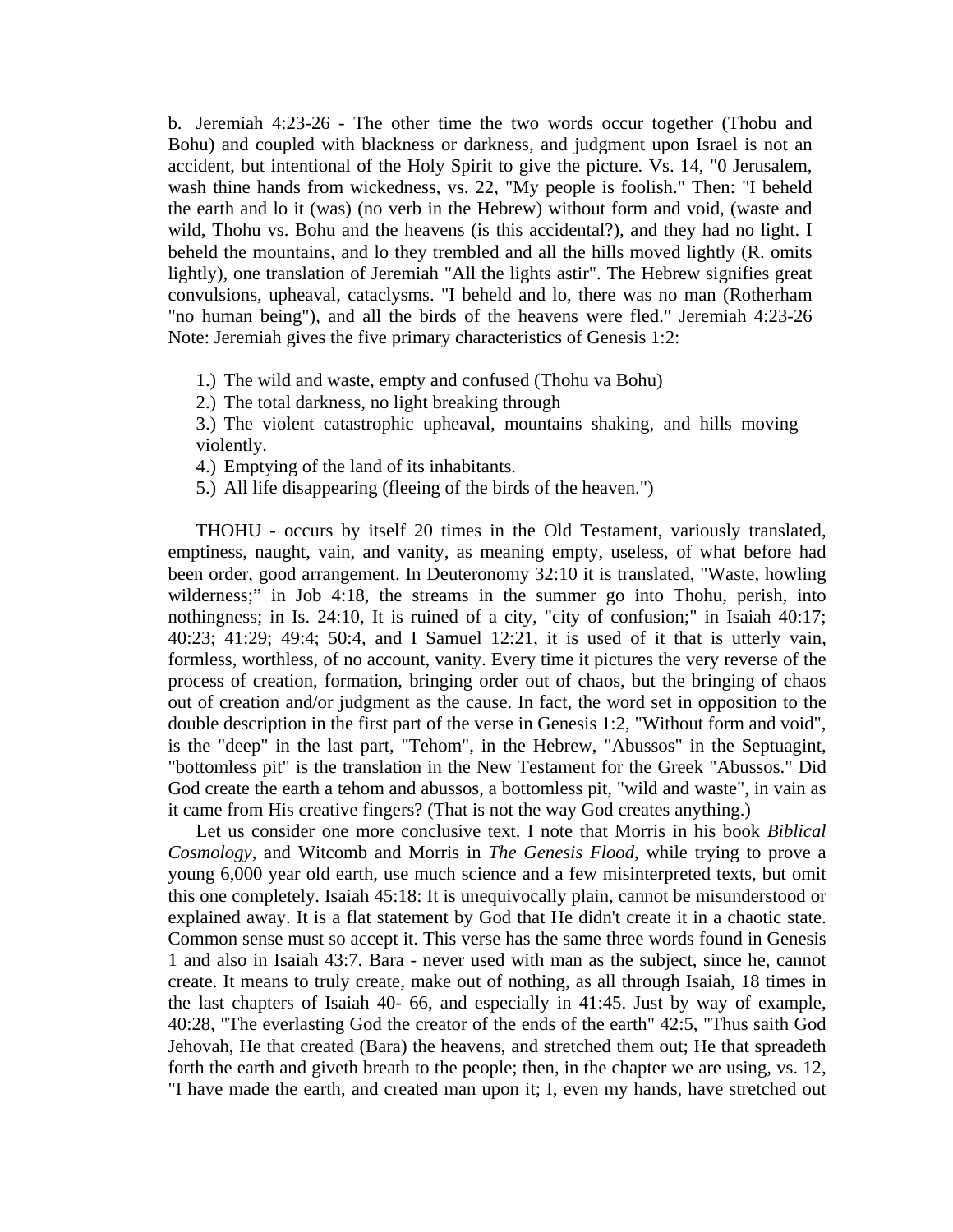b. Jeremiah 4:23-26 - The other time the two words occur together (Thobu and Bohu) and coupled with blackness or darkness, and judgment upon Israel is not an accident, but intentional of the Holy Spirit to give the picture. Vs. 14, "0 Jerusalem, wash thine hands from wickedness, vs. 22, "My people is foolish." Then: "I beheld the earth and lo it (was) (no verb in the Hebrew) without form and void, (waste and wild, Thohu vs. Bohu and the heavens (is this accidental?), and they had no light. I beheld the mountains, and lo they trembled and all the hills moved lightly (R. omits lightly), one translation of Jeremiah "All the lights astir". The Hebrew signifies great convulsions, upheaval, cataclysms. "I beheld and lo, there was no man (Rotherham "no human being"), and all the birds of the heavens were fled." Jeremiah 4:23-26 Note: Jeremiah gives the five primary characteristics of Genesis 1:2:

1.) The wild and waste, empty and confused (Thohu va Bohu)
2.) The total darkness, no light breaking through
3.) The violent catastrophic upheaval, mountains shaking, and hills moving violently.
4.) Emptying of the land of its inhabitants.
5.) All life disappearing (fleeing of the birds of the heaven.")

THOHU - occurs by itself 20 times in the Old Testament, variously translated, emptiness, naught, vain, and vanity, as meaning empty, useless, of what before had been order, good arrangement. In Deuteronomy 32:10 it is translated, "Waste, howling wilderness;" in Job 4:18, the streams in the summer go into Thohu, perish, into nothingness; in Is. 24:10, It is ruined of a city, "city of confusion;" in Isaiah 40:17; 40:23; 41:29; 49:4; 50:4, and I Samuel 12:21, it is used of it that is utterly vain, formless, worthless, of no account, vanity. Every time it pictures the very reverse of the process of creation, formation, bringing order out of chaos, but the bringing of chaos out of creation and/or judgment as the cause. In fact, the word set in opposition to the double description in the first part of the verse in Genesis 1:2, "Without form and void", is the "deep" in the last part, "Tehom", in the Hebrew, "Abussos" in the Septuagint, "bottomless pit" is the translation in the New Testament for the Greek "Abussos." Did God create the earth a tehom and abussos, a bottomless pit, "wild and waste", in vain as it came from His creative fingers? (That is not the way God creates anything.)

Let us consider one more conclusive text. I note that Morris in his book *Biblical Cosmology*, and Witcomb and Morris in *The Genesis Flood*, while trying to prove a young 6,000 year old earth, use much science and a few misinterpreted texts, but omit this one completely. Isaiah 45:18: It is unequivocally plain, cannot be misunderstood or explained away. It is a flat statement by God that He didn't create it in a chaotic state. Common sense must so accept it. This verse has the same three words found in Genesis 1 and also in Isaiah 43:7. Bara - never used with man as the subject, since he, cannot create. It means to truly create, make out of nothing, as all through Isaiah, 18 times in the last chapters of Isaiah 40- 66, and especially in 41:45. Just by way of example, 40:28, "The everlasting God the creator of the ends of the earth" 42:5, "Thus saith God Jehovah, He that created (Bara) the heavens, and stretched them out; He that spreadeth forth the earth and giveth breath to the people; then, in the chapter we are using, vs. 12, "I have made the earth, and created man upon it; I, even my hands, have stretched out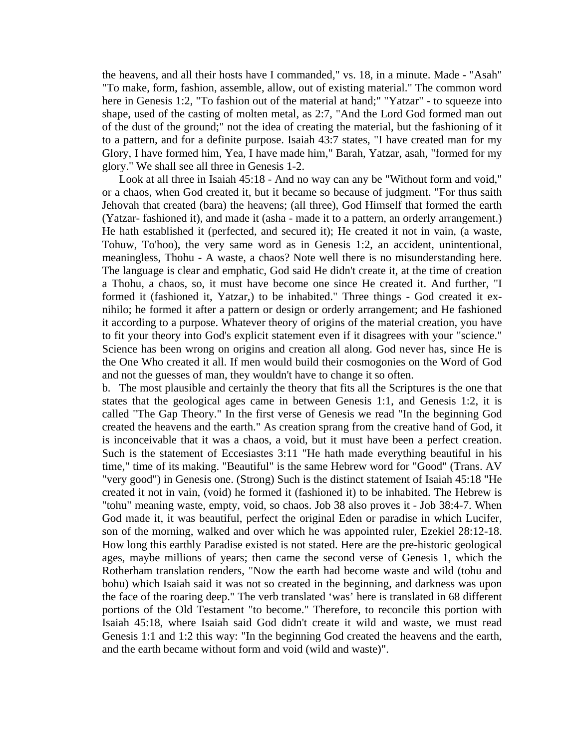the heavens, and all their hosts have I commanded," vs. 18, in a minute. Made - "Asah" "To make, form, fashion, assemble, allow, out of existing material." The common word here in Genesis 1:2, "To fashion out of the material at hand;" "Yatzar" - to squeeze into shape, used of the casting of molten metal, as 2:7, "And the Lord God formed man out of the dust of the ground;" not the idea of creating the material, but the fashioning of it to a pattern, and for a definite purpose. Isaiah 43:7 states, "I have created man for my Glory, I have formed him, Yea, I have made him," Barah, Yatzar, asah, "formed for my glory." We shall see all three in Genesis 1-2.

Look at all three in Isaiah 45:18 - And no way can any be "Without form and void," or a chaos, when God created it, but it became so because of judgment. "For thus saith Jehovah that created (bara) the heavens; (all three), God Himself that formed the earth (Yatzar- fashioned it), and made it (asha - made it to a pattern, an orderly arrangement.) He hath established it (perfected, and secured it); He created it not in vain, (a waste, Tohuw, To'hoo), the very same word as in Genesis 1:2, an accident, unintentional, meaningless, Thohu - A waste, a chaos? Note well there is no misunderstanding here. The language is clear and emphatic, God said He didn't create it, at the time of creation a Thohu, a chaos, so, it must have become one since He created it. And further, "I formed it (fashioned it, Yatzar,) to be inhabited." Three things - God created it ex-nihilo; he formed it after a pattern or design or orderly arrangement; and He fashioned it according to a purpose. Whatever theory of origins of the material creation, you have to fit your theory into God's explicit statement even if it disagrees with your "science." Science has been wrong on origins and creation all along. God never has, since He is the One Who created it all. If men would build their cosmogonies on the Word of God and not the guesses of man, they wouldn't have to change it so often.

b. The most plausible and certainly the theory that fits all the Scriptures is the one that states that the geological ages came in between Genesis 1:1, and Genesis 1:2, it is called "The Gap Theory." In the first verse of Genesis we read "In the beginning God created the heavens and the earth." As creation sprang from the creative hand of God, it is inconceivable that it was a chaos, a void, but it must have been a perfect creation. Such is the statement of Eccesiastes 3:11 "He hath made everything beautiful in his time," time of its making. "Beautiful" is the same Hebrew word for "Good" (Trans. AV "very good") in Genesis one. (Strong) Such is the distinct statement of Isaiah 45:18 "He created it not in vain, (void) he formed it (fashioned it) to be inhabited. The Hebrew is "tohu" meaning waste, empty, void, so chaos. Job 38 also proves it - Job 38:4-7. When God made it, it was beautiful, perfect the original Eden or paradise in which Lucifer, son of the morning, walked and over which he was appointed ruler, Ezekiel 28:12-18. How long this earthly Paradise existed is not stated. Here are the pre-historic geological ages, maybe millions of years; then came the second verse of Genesis 1, which the Rotherham translation renders, "Now the earth had become waste and wild (tohu and bohu) which Isaiah said it was not so created in the beginning, and darkness was upon the face of the roaring deep." The verb translated 'was' here is translated in 68 different portions of the Old Testament "to become." Therefore, to reconcile this portion with Isaiah 45:18, where Isaiah said God didn't create it wild and waste, we must read Genesis 1:1 and 1:2 this way: "In the beginning God created the heavens and the earth, and the earth became without form and void (wild and waste)".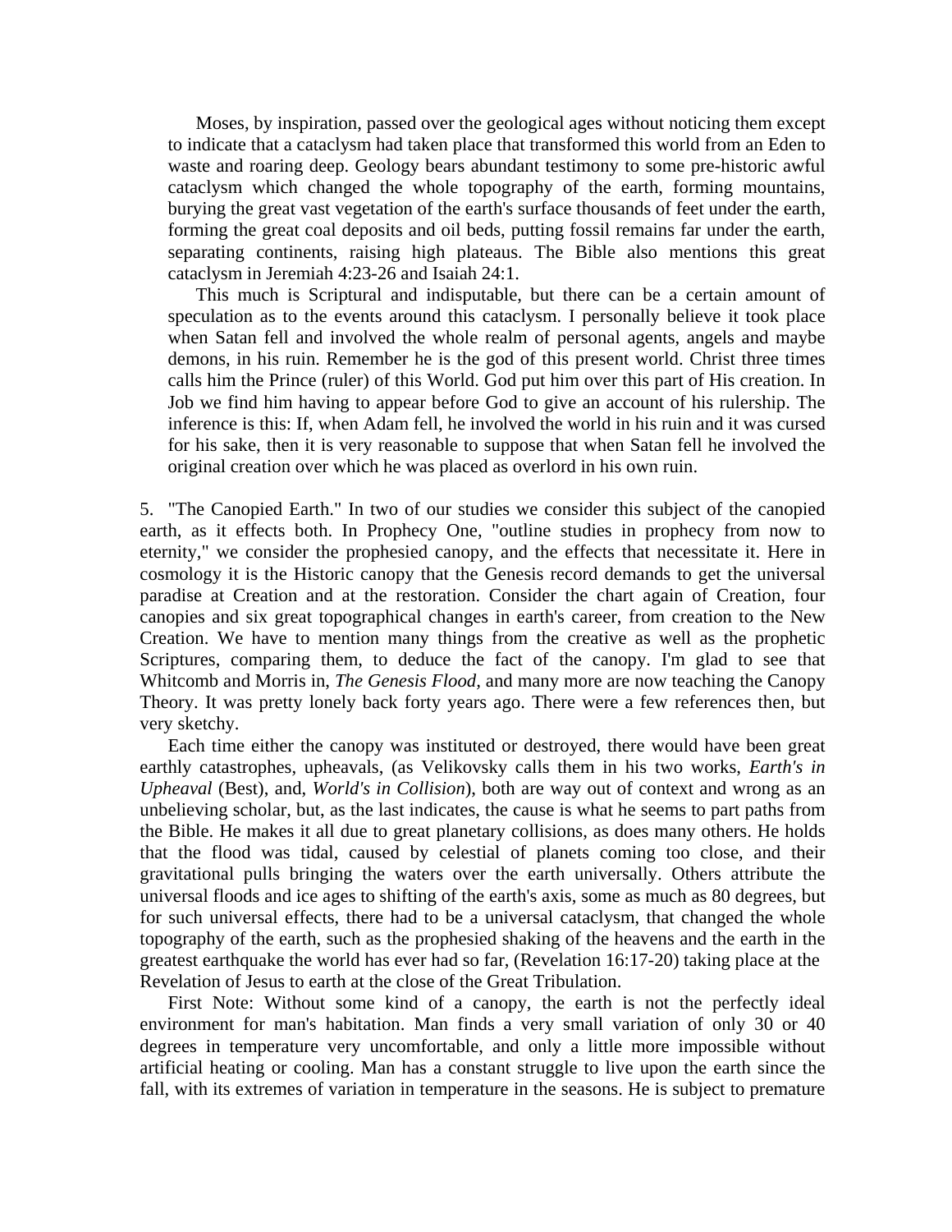Moses, by inspiration, passed over the geological ages without noticing them except to indicate that a cataclysm had taken place that transformed this world from an Eden to waste and roaring deep. Geology bears abundant testimony to some pre-historic awful cataclysm which changed the whole topography of the earth, forming mountains, burying the great vast vegetation of the earth's surface thousands of feet under the earth, forming the great coal deposits and oil beds, putting fossil remains far under the earth, separating continents, raising high plateaus. The Bible also mentions this great cataclysm in Jeremiah 4:23-26 and Isaiah 24:1.

This much is Scriptural and indisputable, but there can be a certain amount of speculation as to the events around this cataclysm. I personally believe it took place when Satan fell and involved the whole realm of personal agents, angels and maybe demons, in his ruin. Remember he is the god of this present world. Christ three times calls him the Prince (ruler) of this World. God put him over this part of His creation. In Job we find him having to appear before God to give an account of his rulership. The inference is this: If, when Adam fell, he involved the world in his ruin and it was cursed for his sake, then it is very reasonable to suppose that when Satan fell he involved the original creation over which he was placed as overlord in his own ruin.

5. "The Canopied Earth." In two of our studies we consider this subject of the canopied earth, as it effects both. In Prophecy One, "outline studies in prophecy from now to eternity," we consider the prophesied canopy, and the effects that necessitate it. Here in cosmology it is the Historic canopy that the Genesis record demands to get the universal paradise at Creation and at the restoration. Consider the chart again of Creation, four canopies and six great topographical changes in earth's career, from creation to the New Creation. We have to mention many things from the creative as well as the prophetic Scriptures, comparing them, to deduce the fact of the canopy. I'm glad to see that Whitcomb and Morris in, *The Genesis Flood,* and many more are now teaching the Canopy Theory. It was pretty lonely back forty years ago. There were a few references then, but very sketchy.

Each time either the canopy was instituted or destroyed, there would have been great earthly catastrophes, upheavals, (as Velikovsky calls them in his two works, *Earth's in Upheaval* (Best), and, *World's in Collision*), both are way out of context and wrong as an unbelieving scholar, but, as the last indicates, the cause is what he seems to part paths from the Bible. He makes it all due to great planetary collisions, as does many others. He holds that the flood was tidal, caused by celestial of planets coming too close, and their gravitational pulls bringing the waters over the earth universally. Others attribute the universal floods and ice ages to shifting of the earth's axis, some as much as 80 degrees, but for such universal effects, there had to be a universal cataclysm, that changed the whole topography of the earth, such as the prophesied shaking of the heavens and the earth in the greatest earthquake the world has ever had so far, (Revelation 16:17-20) taking place at the Revelation of Jesus to earth at the close of the Great Tribulation.

First Note: Without some kind of a canopy, the earth is not the perfectly ideal environment for man's habitation. Man finds a very small variation of only 30 or 40 degrees in temperature very uncomfortable, and only a little more impossible without artificial heating or cooling. Man has a constant struggle to live upon the earth since the fall, with its extremes of variation in temperature in the seasons. He is subject to premature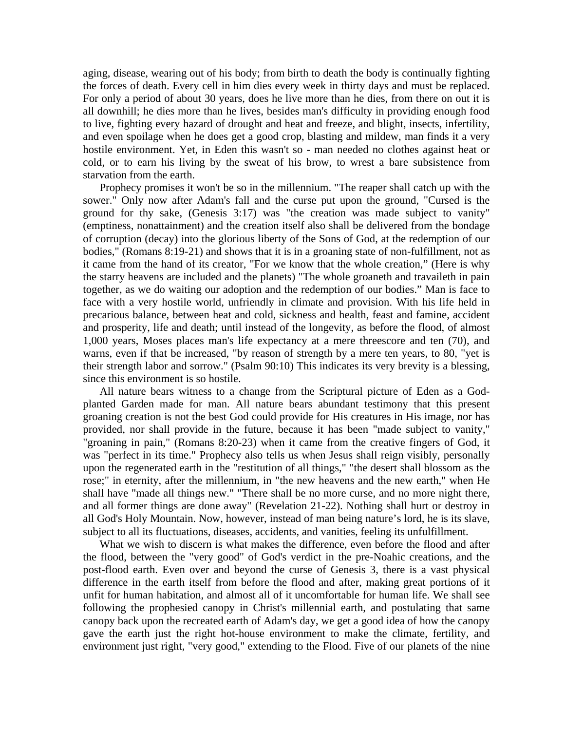aging, disease, wearing out of his body; from birth to death the body is continually fighting the forces of death. Every cell in him dies every week in thirty days and must be replaced. For only a period of about 30 years, does he live more than he dies, from there on out it is all downhill; he dies more than he lives, besides man's difficulty in providing enough food to live, fighting every hazard of drought and heat and freeze, and blight, insects, infertility, and even spoilage when he does get a good crop, blasting and mildew, man finds it a very hostile environment. Yet, in Eden this wasn't so - man needed no clothes against heat or cold, or to earn his living by the sweat of his brow, to wrest a bare subsistence from starvation from the earth.

Prophecy promises it won't be so in the millennium. "The reaper shall catch up with the sower." Only now after Adam's fall and the curse put upon the ground, "Cursed is the ground for thy sake, (Genesis 3:17) was "the creation was made subject to vanity" (emptiness, nonattainment) and the creation itself also shall be delivered from the bondage of corruption (decay) into the glorious liberty of the Sons of God, at the redemption of our bodies," (Romans 8:19-21) and shows that it is in a groaning state of non-fulfillment, not as it came from the hand of its creator, "For we know that the whole creation," (Here is why the starry heavens are included and the planets) "The whole groaneth and travaileth in pain together, as we do waiting our adoption and the redemption of our bodies." Man is face to face with a very hostile world, unfriendly in climate and provision. With his life held in precarious balance, between heat and cold, sickness and health, feast and famine, accident and prosperity, life and death; until instead of the longevity, as before the flood, of almost 1,000 years, Moses places man's life expectancy at a mere threescore and ten (70), and warns, even if that be increased, "by reason of strength by a mere ten years, to 80, "yet is their strength labor and sorrow." (Psalm 90:10) This indicates its very brevity is a blessing, since this environment is so hostile.

All nature bears witness to a change from the Scriptural picture of Eden as a God-planted Garden made for man. All nature bears abundant testimony that this present groaning creation is not the best God could provide for His creatures in His image, nor has provided, nor shall provide in the future, because it has been "made subject to vanity," "groaning in pain," (Romans 8:20-23) when it came from the creative fingers of God, it was "perfect in its time." Prophecy also tells us when Jesus shall reign visibly, personally upon the regenerated earth in the "restitution of all things," "the desert shall blossom as the rose;" in eternity, after the millennium, in "the new heavens and the new earth," when He shall have "made all things new." "There shall be no more curse, and no more night there, and all former things are done away" (Revelation 21-22). Nothing shall hurt or destroy in all God's Holy Mountain. Now, however, instead of man being nature's lord, he is its slave, subject to all its fluctuations, diseases, accidents, and vanities, feeling its unfulfillment.

What we wish to discern is what makes the difference, even before the flood and after the flood, between the "very good" of God's verdict in the pre-Noahic creations, and the post-flood earth. Even over and beyond the curse of Genesis 3, there is a vast physical difference in the earth itself from before the flood and after, making great portions of it unfit for human habitation, and almost all of it uncomfortable for human life. We shall see following the prophesied canopy in Christ's millennial earth, and postulating that same canopy back upon the recreated earth of Adam's day, we get a good idea of how the canopy gave the earth just the right hot-house environment to make the climate, fertility, and environment just right, "very good," extending to the Flood. Five of our planets of the nine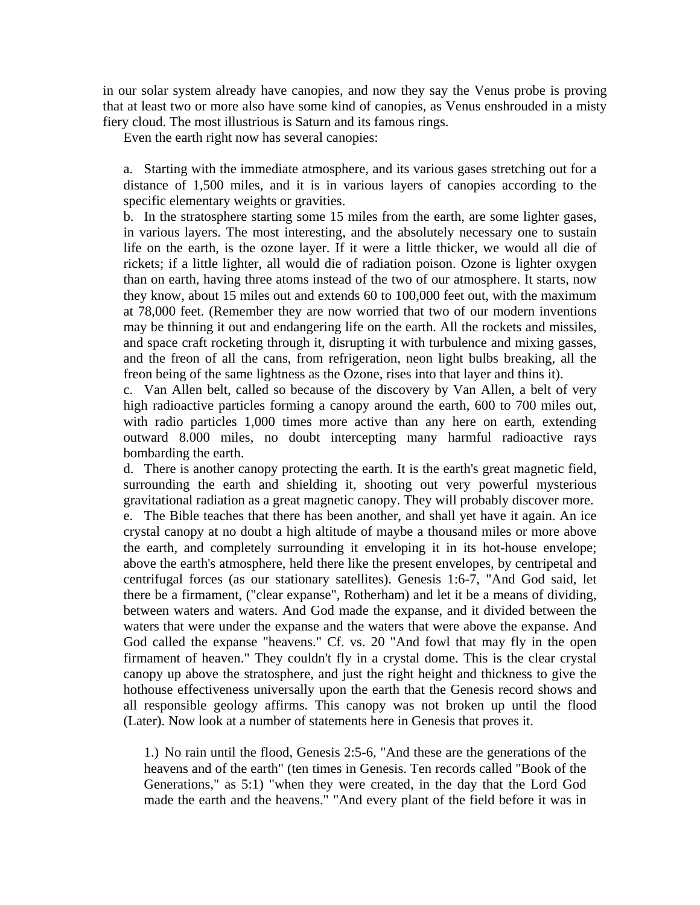in our solar system already have canopies, and now they say the Venus probe is proving that at least two or more also have some kind of canopies, as Venus enshrouded in a misty fiery cloud. The most illustrious is Saturn and its famous rings.

Even the earth right now has several canopies:

a. Starting with the immediate atmosphere, and its various gases stretching out for a distance of 1,500 miles, and it is in various layers of canopies according to the specific elementary weights or gravities.

b. In the stratosphere starting some 15 miles from the earth, are some lighter gases, in various layers. The most interesting, and the absolutely necessary one to sustain life on the earth, is the ozone layer. If it were a little thicker, we would all die of rickets; if a little lighter, all would die of radiation poison. Ozone is lighter oxygen than on earth, having three atoms instead of the two of our atmosphere. It starts, now they know, about 15 miles out and extends 60 to 100,000 feet out, with the maximum at 78,000 feet. (Remember they are now worried that two of our modern inventions may be thinning it out and endangering life on the earth. All the rockets and missiles, and space craft rocketing through it, disrupting it with turbulence and mixing gasses, and the freon of all the cans, from refrigeration, neon light bulbs breaking, all the freon being of the same lightness as the Ozone, rises into that layer and thins it).

c. Van Allen belt, called so because of the discovery by Van Allen, a belt of very high radioactive particles forming a canopy around the earth, 600 to 700 miles out, with radio particles 1,000 times more active than any here on earth, extending outward 8.000 miles, no doubt intercepting many harmful radioactive rays bombarding the earth.

d. There is another canopy protecting the earth. It is the earth's great magnetic field, surrounding the earth and shielding it, shooting out very powerful mysterious gravitational radiation as a great magnetic canopy. They will probably discover more.

e. The Bible teaches that there has been another, and shall yet have it again. An ice crystal canopy at no doubt a high altitude of maybe a thousand miles or more above the earth, and completely surrounding it enveloping it in its hot-house envelope; above the earth's atmosphere, held there like the present envelopes, by centripetal and centrifugal forces (as our stationary satellites). Genesis 1:6-7, "And God said, let there be a firmament, ("clear expanse", Rotherham) and let it be a means of dividing, between waters and waters. And God made the expanse, and it divided between the waters that were under the expanse and the waters that were above the expanse. And God called the expanse "heavens." Cf. vs. 20 "And fowl that may fly in the open firmament of heaven." They couldn't fly in a crystal dome. This is the clear crystal canopy up above the stratosphere, and just the right height and thickness to give the hothouse effectiveness universally upon the earth that the Genesis record shows and all responsible geology affirms. This canopy was not broken up until the flood (Later). Now look at a number of statements here in Genesis that proves it.

1.) No rain until the flood, Genesis 2:5-6, "And these are the generations of the heavens and of the earth" (ten times in Genesis. Ten records called "Book of the Generations," as 5:1) "when they were created, in the day that the Lord God made the earth and the heavens." "And every plant of the field before it was in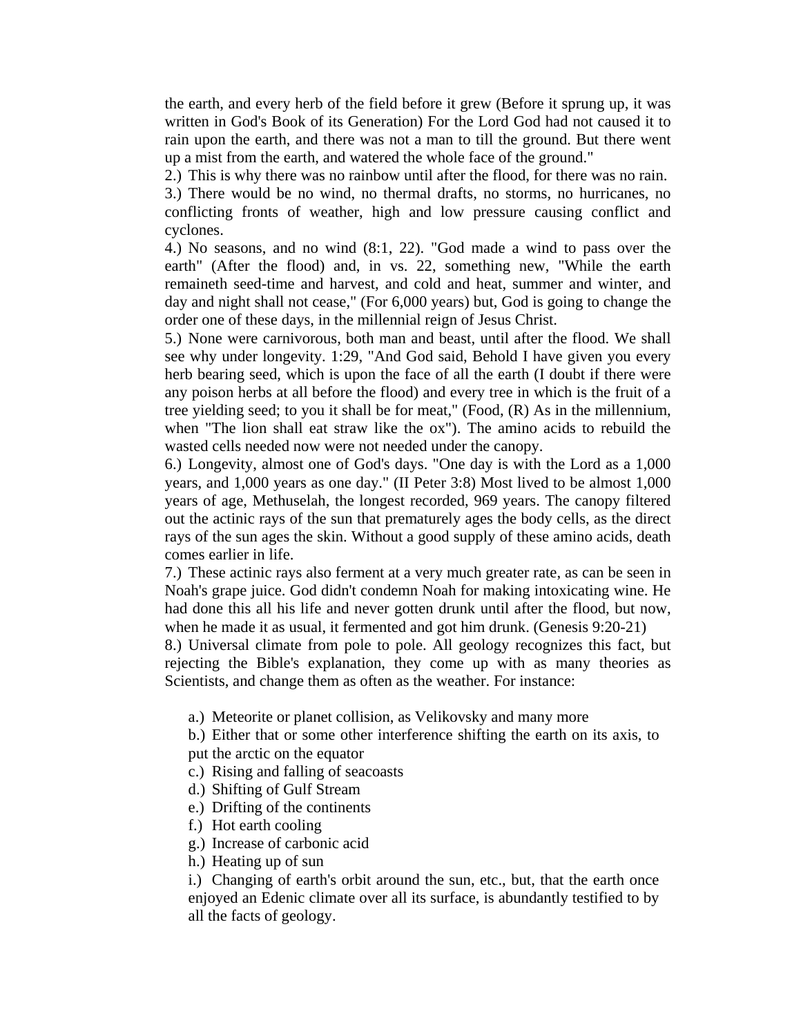the earth, and every herb of the field before it grew (Before it sprung up, it was written in God's Book of its Generation) For the Lord God had not caused it to rain upon the earth, and there was not a man to till the ground. But there went up a mist from the earth, and watered the whole face of the ground."

2.) This is why there was no rainbow until after the flood, for there was no rain.

3.) There would be no wind, no thermal drafts, no storms, no hurricanes, no conflicting fronts of weather, high and low pressure causing conflict and cyclones.

4.) No seasons, and no wind (8:1, 22). "God made a wind to pass over the earth" (After the flood) and, in vs. 22, something new, "While the earth remaineth seed-time and harvest, and cold and heat, summer and winter, and day and night shall not cease," (For 6,000 years) but, God is going to change the order one of these days, in the millennial reign of Jesus Christ.

5.) None were carnivorous, both man and beast, until after the flood. We shall see why under longevity. 1:29, "And God said, Behold I have given you every herb bearing seed, which is upon the face of all the earth (I doubt if there were any poison herbs at all before the flood) and every tree in which is the fruit of a tree yielding seed; to you it shall be for meat," (Food, (R) As in the millennium, when "The lion shall eat straw like the ox"). The amino acids to rebuild the wasted cells needed now were not needed under the canopy.

6.) Longevity, almost one of God's days. "One day is with the Lord as a 1,000 years, and 1,000 years as one day." (II Peter 3:8) Most lived to be almost 1,000 years of age, Methuselah, the longest recorded, 969 years. The canopy filtered out the actinic rays of the sun that prematurely ages the body cells, as the direct rays of the sun ages the skin. Without a good supply of these amino acids, death comes earlier in life.

7.) These actinic rays also ferment at a very much greater rate, as can be seen in Noah's grape juice. God didn't condemn Noah for making intoxicating wine. He had done this all his life and never gotten drunk until after the flood, but now, when he made it as usual, it fermented and got him drunk. (Genesis 9:20-21)

8.) Universal climate from pole to pole. All geology recognizes this fact, but rejecting the Bible's explanation, they come up with as many theories as Scientists, and change them as often as the weather. For instance:

> a.) Meteorite or planet collision, as Velikovsky and many more
> b.) Either that or some other interference shifting the earth on its axis, to put the arctic on the equator
> c.) Rising and falling of seacoasts
> d.) Shifting of Gulf Stream
> e.) Drifting of the continents
> f.) Hot earth cooling
> g.) Increase of carbonic acid
> h.) Heating up of sun
> i.) Changing of earth's orbit around the sun, etc., but, that the earth once enjoyed an Edenic climate over all its surface, is abundantly testified to by all the facts of geology.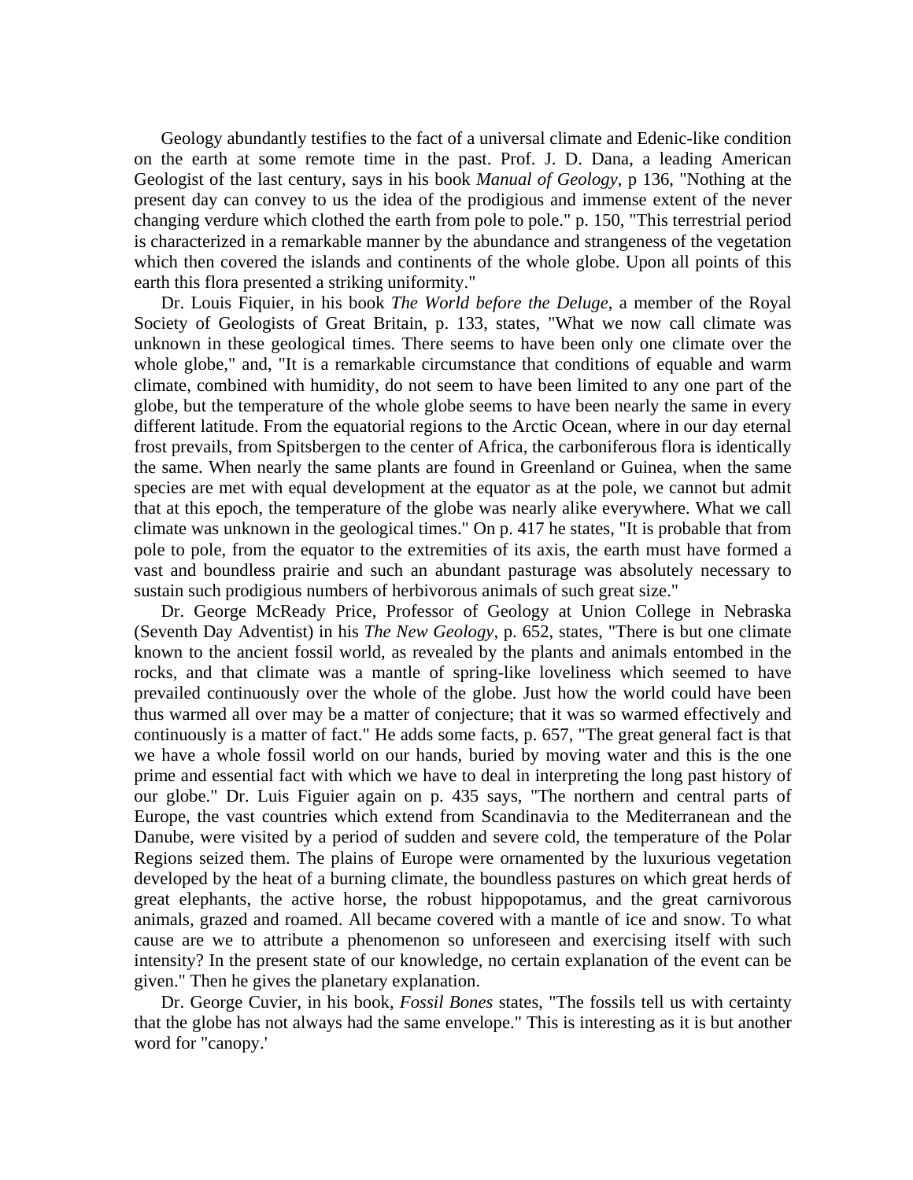Geology abundantly testifies to the fact of a universal climate and Edenic-like condition on the earth at some remote time in the past. Prof. J. D. Dana, a leading American Geologist of the last century, says in his book *Manual of Geology*, p 136, "Nothing at the present day can convey to us the idea of the prodigious and immense extent of the never changing verdure which clothed the earth from pole to pole." p. 150, "This terrestrial period is characterized in a remarkable manner by the abundance and strangeness of the vegetation which then covered the islands and continents of the whole globe. Upon all points of this earth this flora presented a striking uniformity."

Dr. Louis Fiquier, in his book *The World before the Deluge*, a member of the Royal Society of Geologists of Great Britain, p. 133, states, "What we now call climate was unknown in these geological times. There seems to have been only one climate over the whole globe," and, "It is a remarkable circumstance that conditions of equable and warm climate, combined with humidity, do not seem to have been limited to any one part of the globe, but the temperature of the whole globe seems to have been nearly the same in every different latitude. From the equatorial regions to the Arctic Ocean, where in our day eternal frost prevails, from Spitsbergen to the center of Africa, the carboniferous flora is identically the same. When nearly the same plants are found in Greenland or Guinea, when the same species are met with equal development at the equator as at the pole, we cannot but admit that at this epoch, the temperature of the globe was nearly alike everywhere. What we call climate was unknown in the geological times." On p. 417 he states, "It is probable that from pole to pole, from the equator to the extremities of its axis, the earth must have formed a vast and boundless prairie and such an abundant pasturage was absolutely necessary to sustain such prodigious numbers of herbivorous animals of such great size."

Dr. George McReady Price, Professor of Geology at Union College in Nebraska (Seventh Day Adventist) in his *The New Geology*, p. 652, states, "There is but one climate known to the ancient fossil world, as revealed by the plants and animals entombed in the rocks, and that climate was a mantle of spring-like loveliness which seemed to have prevailed continuously over the whole of the globe. Just how the world could have been thus warmed all over may be a matter of conjecture; that it was so warmed effectively and continuously is a matter of fact." He adds some facts, p. 657, "The great general fact is that we have a whole fossil world on our hands, buried by moving water and this is the one prime and essential fact with which we have to deal in interpreting the long past history of our globe." Dr. Luis Figuier again on p. 435 says, "The northern and central parts of Europe, the vast countries which extend from Scandinavia to the Mediterranean and the Danube, were visited by a period of sudden and severe cold, the temperature of the Polar Regions seized them. The plains of Europe were ornamented by the luxurious vegetation developed by the heat of a burning climate, the boundless pastures on which great herds of great elephants, the active horse, the robust hippopotamus, and the great carnivorous animals, grazed and roamed. All became covered with a mantle of ice and snow. To what cause are we to attribute a phenomenon so unforeseen and exercising itself with such intensity? In the present state of our knowledge, no certain explanation of the event can be given." Then he gives the planetary explanation.

Dr. George Cuvier, in his book, *Fossil Bones* states, "The fossils tell us with certainty that the globe has not always had the same envelope." This is interesting as it is but another word for "canopy.'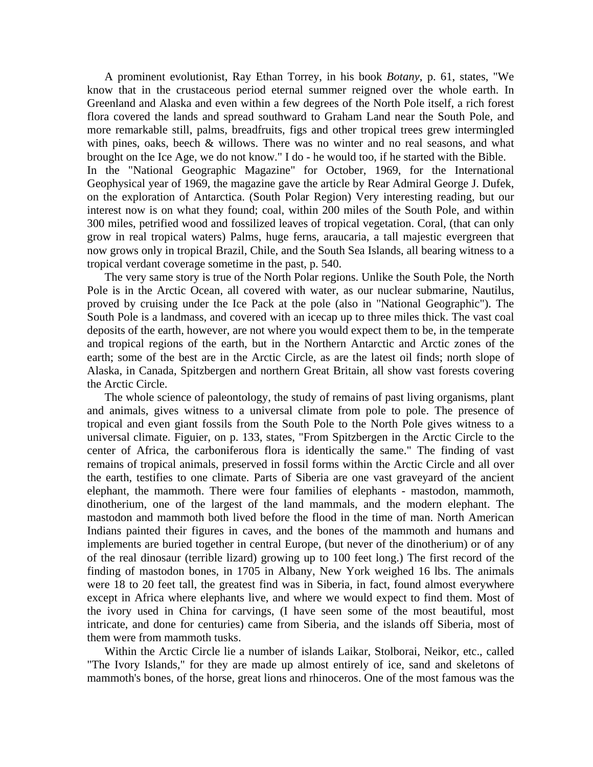A prominent evolutionist, Ray Ethan Torrey, in his book *Botany*, p. 61, states, "We know that in the crustaceous period eternal summer reigned over the whole earth. In Greenland and Alaska and even within a few degrees of the North Pole itself, a rich forest flora covered the lands and spread southward to Graham Land near the South Pole, and more remarkable still, palms, breadfruits, figs and other tropical trees grew intermingled with pines, oaks, beech & willows. There was no winter and no real seasons, and what brought on the Ice Age, we do not know." I do - he would too, if he started with the Bible.

In the "National Geographic Magazine" for October, 1969, for the International Geophysical year of 1969, the magazine gave the article by Rear Admiral George J. Dufek, on the exploration of Antarctica. (South Polar Region) Very interesting reading, but our interest now is on what they found; coal, within 200 miles of the South Pole, and within 300 miles, petrified wood and fossilized leaves of tropical vegetation. Coral, (that can only grow in real tropical waters) Palms, huge ferns, araucaria, a tall majestic evergreen that now grows only in tropical Brazil, Chile, and the South Sea Islands, all bearing witness to a tropical verdant coverage sometime in the past, p. 540.

The very same story is true of the North Polar regions. Unlike the South Pole, the North Pole is in the Arctic Ocean, all covered with water, as our nuclear submarine, Nautilus, proved by cruising under the Ice Pack at the pole (also in "National Geographic"). The South Pole is a landmass, and covered with an icecap up to three miles thick. The vast coal deposits of the earth, however, are not where you would expect them to be, in the temperate and tropical regions of the earth, but in the Northern Antarctic and Arctic zones of the earth; some of the best are in the Arctic Circle, as are the latest oil finds; north slope of Alaska, in Canada, Spitzbergen and northern Great Britain, all show vast forests covering the Arctic Circle.

The whole science of paleontology, the study of remains of past living organisms, plant and animals, gives witness to a universal climate from pole to pole. The presence of tropical and even giant fossils from the South Pole to the North Pole gives witness to a universal climate. Figuier, on p. 133, states, "From Spitzbergen in the Arctic Circle to the center of Africa, the carboniferous flora is identically the same." The finding of vast remains of tropical animals, preserved in fossil forms within the Arctic Circle and all over the earth, testifies to one climate. Parts of Siberia are one vast graveyard of the ancient elephant, the mammoth. There were four families of elephants - mastodon, mammoth, dinotherium, one of the largest of the land mammals, and the modern elephant. The mastodon and mammoth both lived before the flood in the time of man. North American Indians painted their figures in caves, and the bones of the mammoth and humans and implements are buried together in central Europe, (but never of the dinotherium) or of any of the real dinosaur (terrible lizard) growing up to 100 feet long.) The first record of the finding of mastodon bones, in 1705 in Albany, New York weighed 16 lbs. The animals were 18 to 20 feet tall, the greatest find was in Siberia, in fact, found almost everywhere except in Africa where elephants live, and where we would expect to find them. Most of the ivory used in China for carvings, (I have seen some of the most beautiful, most intricate, and done for centuries) came from Siberia, and the islands off Siberia, most of them were from mammoth tusks.

Within the Arctic Circle lie a number of islands Laikar, Stolborai, Neikor, etc., called "The Ivory Islands," for they are made up almost entirely of ice, sand and skeletons of mammoth's bones, of the horse, great lions and rhinoceros. One of the most famous was the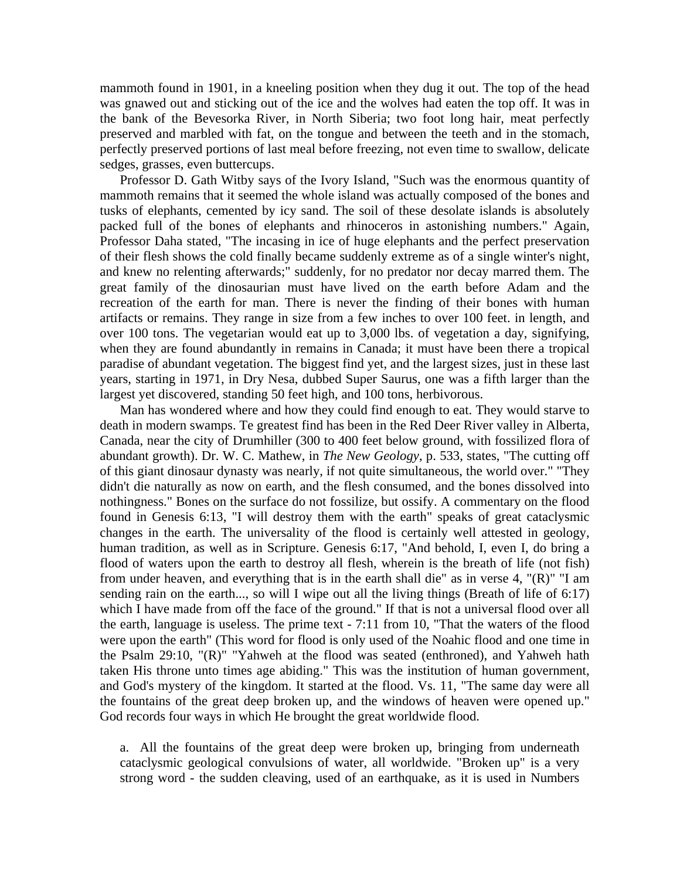mammoth found in 1901, in a kneeling position when they dug it out. The top of the head was gnawed out and sticking out of the ice and the wolves had eaten the top off. It was in the bank of the Bevesorka River, in North Siberia; two foot long hair, meat perfectly preserved and marbled with fat, on the tongue and between the teeth and in the stomach, perfectly preserved portions of last meal before freezing, not even time to swallow, delicate sedges, grasses, even buttercups.

Professor D. Gath Witby says of the Ivory Island, "Such was the enormous quantity of mammoth remains that it seemed the whole island was actually composed of the bones and tusks of elephants, cemented by icy sand. The soil of these desolate islands is absolutely packed full of the bones of elephants and rhinoceros in astonishing numbers." Again, Professor Daha stated, "The incasing in ice of huge elephants and the perfect preservation of their flesh shows the cold finally became suddenly extreme as of a single winter's night, and knew no relenting afterwards;" suddenly, for no predator nor decay marred them. The great family of the dinosaurian must have lived on the earth before Adam and the recreation of the earth for man. There is never the finding of their bones with human artifacts or remains. They range in size from a few inches to over 100 feet. in length, and over 100 tons. The vegetarian would eat up to 3,000 lbs. of vegetation a day, signifying, when they are found abundantly in remains in Canada; it must have been there a tropical paradise of abundant vegetation. The biggest find yet, and the largest sizes, just in these last years, starting in 1971, in Dry Nesa, dubbed Super Saurus, one was a fifth larger than the largest yet discovered, standing 50 feet high, and 100 tons, herbivorous.

Man has wondered where and how they could find enough to eat. They would starve to death in modern swamps. Te greatest find has been in the Red Deer River valley in Alberta, Canada, near the city of Drumhiller (300 to 400 feet below ground, with fossilized flora of abundant growth). Dr. W. C. Mathew, in *The New Geology*, p. 533, states, "The cutting off of this giant dinosaur dynasty was nearly, if not quite simultaneous, the world over." "They didn't die naturally as now on earth, and the flesh consumed, and the bones dissolved into nothingness." Bones on the surface do not fossilize, but ossify. A commentary on the flood found in Genesis 6:13, "I will destroy them with the earth" speaks of great cataclysmic changes in the earth. The universality of the flood is certainly well attested in geology, human tradition, as well as in Scripture. Genesis 6:17, "And behold, I, even I, do bring a flood of waters upon the earth to destroy all flesh, wherein is the breath of life (not fish) from under heaven, and everything that is in the earth shall die" as in verse 4, "(R)" "I am sending rain on the earth..., so will I wipe out all the living things (Breath of life of 6:17) which I have made from off the face of the ground." If that is not a universal flood over all the earth, language is useless. The prime text - 7:11 from 10, "That the waters of the flood were upon the earth" (This word for flood is only used of the Noahic flood and one time in the Psalm 29:10, "(R)" "Yahweh at the flood was seated (enthroned), and Yahweh hath taken His throne unto times age abiding." This was the institution of human government, and God's mystery of the kingdom. It started at the flood. Vs. 11, "The same day were all the fountains of the great deep broken up, and the windows of heaven were opened up." God records four ways in which He brought the great worldwide flood.

a. All the fountains of the great deep were broken up, bringing from underneath cataclysmic geological convulsions of water, all worldwide. "Broken up" is a very strong word - the sudden cleaving, used of an earthquake, as it is used in Numbers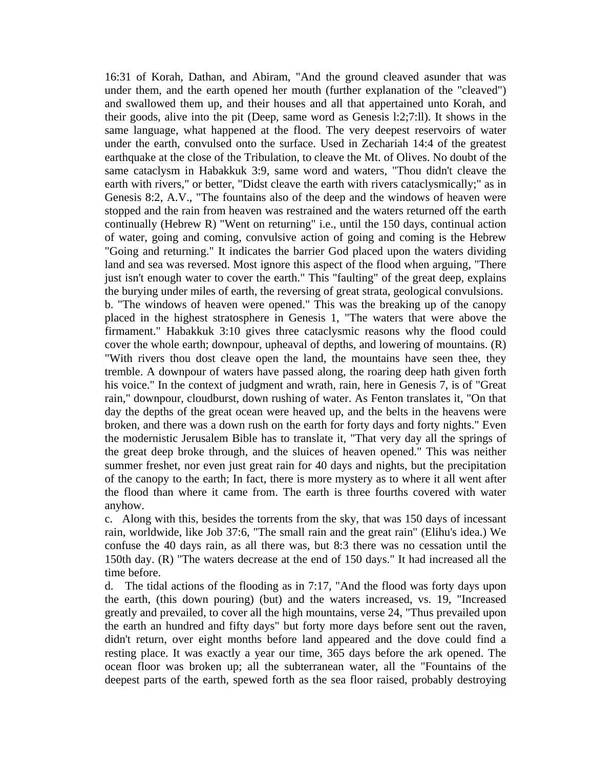16:31 of Korah, Dathan, and Abiram, "And the ground cleaved asunder that was under them, and the earth opened her mouth (further explanation of the "cleaved") and swallowed them up, and their houses and all that appertained unto Korah, and their goods, alive into the pit (Deep, same word as Genesis l:2;7:ll). It shows in the same language, what happened at the flood. The very deepest reservoirs of water under the earth, convulsed onto the surface. Used in Zechariah 14:4 of the greatest earthquake at the close of the Tribulation, to cleave the Mt. of Olives. No doubt of the same cataclysm in Habakkuk 3:9, same word and waters, "Thou didn't cleave the earth with rivers," or better, "Didst cleave the earth with rivers cataclysmically;" as in Genesis 8:2, A.V., "The fountains also of the deep and the windows of heaven were stopped and the rain from heaven was restrained and the waters returned off the earth continually (Hebrew R) "Went on returning" i.e., until the 150 days, continual action of water, going and coming, convulsive action of going and coming is the Hebrew "Going and returning." It indicates the barrier God placed upon the waters dividing land and sea was reversed. Most ignore this aspect of the flood when arguing, "There just isn't enough water to cover the earth." This "faulting" of the great deep, explains the burying under miles of earth, the reversing of great strata, geological convulsions.

b. "The windows of heaven were opened." This was the breaking up of the canopy placed in the highest stratosphere in Genesis 1, "The waters that were above the firmament." Habakkuk 3:10 gives three cataclysmic reasons why the flood could cover the whole earth; downpour, upheaval of depths, and lowering of mountains. (R) "With rivers thou dost cleave open the land, the mountains have seen thee, they tremble. A downpour of waters have passed along, the roaring deep hath given forth his voice." In the context of judgment and wrath, rain, here in Genesis 7, is of "Great rain," downpour, cloudburst, down rushing of water. As Fenton translates it, "On that day the depths of the great ocean were heaved up, and the belts in the heavens were broken, and there was a down rush on the earth for forty days and forty nights." Even the modernistic Jerusalem Bible has to translate it, "That very day all the springs of the great deep broke through, and the sluices of heaven opened." This was neither summer freshet, nor even just great rain for 40 days and nights, but the precipitation of the canopy to the earth; In fact, there is more mystery as to where it all went after the flood than where it came from. The earth is three fourths covered with water anyhow.

c. Along with this, besides the torrents from the sky, that was 150 days of incessant rain, worldwide, like Job 37:6, "The small rain and the great rain" (Elihu's idea.) We confuse the 40 days rain, as all there was, but 8:3 there was no cessation until the 150th day. (R) "The waters decrease at the end of 150 days." It had increased all the time before.

d. The tidal actions of the flooding as in 7:17, "And the flood was forty days upon the earth, (this down pouring) (but) and the waters increased, vs. 19, "Increased greatly and prevailed, to cover all the high mountains, verse 24, "Thus prevailed upon the earth an hundred and fifty days" but forty more days before sent out the raven, didn't return, over eight months before land appeared and the dove could find a resting place. It was exactly a year our time, 365 days before the ark opened. The ocean floor was broken up; all the subterranean water, all the "Fountains of the deepest parts of the earth, spewed forth as the sea floor raised, probably destroying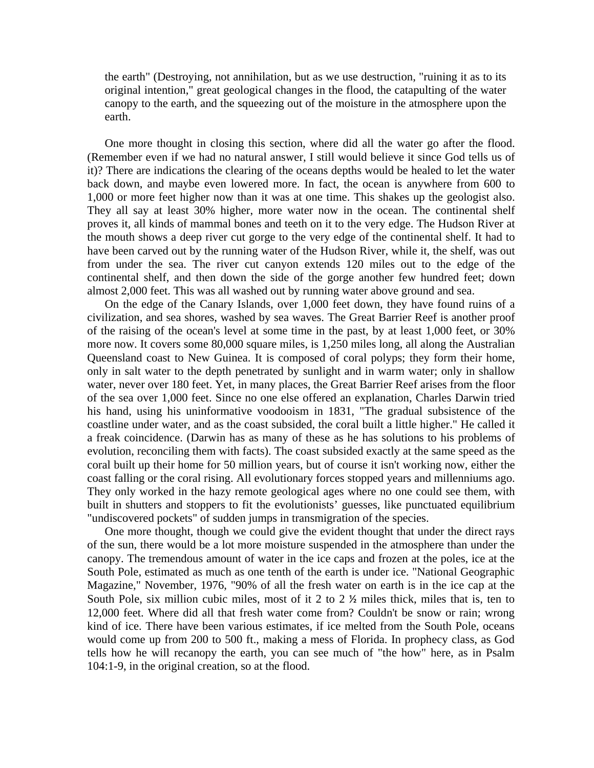the earth" (Destroying, not annihilation, but as we use destruction, "ruining it as to its original intention," great geological changes in the flood, the catapulting of the water canopy to the earth, and the squeezing out of the moisture in the atmosphere upon the earth.

One more thought in closing this section, where did all the water go after the flood. (Remember even if we had no natural answer, I still would believe it since God tells us of it)? There are indications the clearing of the oceans depths would be healed to let the water back down, and maybe even lowered more. In fact, the ocean is anywhere from 600 to 1,000 or more feet higher now than it was at one time. This shakes up the geologist also. They all say at least 30% higher, more water now in the ocean. The continental shelf proves it, all kinds of mammal bones and teeth on it to the very edge. The Hudson River at the mouth shows a deep river cut gorge to the very edge of the continental shelf. It had to have been carved out by the running water of the Hudson River, while it, the shelf, was out from under the sea. The river cut canyon extends 120 miles out to the edge of the continental shelf, and then down the side of the gorge another few hundred feet; down almost 2,000 feet. This was all washed out by running water above ground and sea.

On the edge of the Canary Islands, over 1,000 feet down, they have found ruins of a civilization, and sea shores, washed by sea waves. The Great Barrier Reef is another proof of the raising of the ocean's level at some time in the past, by at least 1,000 feet, or 30% more now. It covers some 80,000 square miles, is 1,250 miles long, all along the Australian Queensland coast to New Guinea. It is composed of coral polyps; they form their home, only in salt water to the depth penetrated by sunlight and in warm water; only in shallow water, never over 180 feet. Yet, in many places, the Great Barrier Reef arises from the floor of the sea over 1,000 feet. Since no one else offered an explanation, Charles Darwin tried his hand, using his uninformative voodooism in 1831, "The gradual subsistence of the coastline under water, and as the coast subsided, the coral built a little higher." He called it a freak coincidence. (Darwin has as many of these as he has solutions to his problems of evolution, reconciling them with facts). The coast subsided exactly at the same speed as the coral built up their home for 50 million years, but of course it isn't working now, either the coast falling or the coral rising. All evolutionary forces stopped years and millenniums ago. They only worked in the hazy remote geological ages where no one could see them, with built in shutters and stoppers to fit the evolutionists' guesses, like punctuated equilibrium "undiscovered pockets" of sudden jumps in transmigration of the species.

One more thought, though we could give the evident thought that under the direct rays of the sun, there would be a lot more moisture suspended in the atmosphere than under the canopy. The tremendous amount of water in the ice caps and frozen at the poles, ice at the South Pole, estimated as much as one tenth of the earth is under ice. "National Geographic Magazine," November, 1976, "90% of all the fresh water on earth is in the ice cap at the South Pole, six million cubic miles, most of it 2 to 2 ½ miles thick, miles that is, ten to 12,000 feet. Where did all that fresh water come from? Couldn't be snow or rain; wrong kind of ice. There have been various estimates, if ice melted from the South Pole, oceans would come up from 200 to 500 ft., making a mess of Florida. In prophecy class, as God tells how he will recanopy the earth, you can see much of "the how" here, as in Psalm 104:1-9, in the original creation, so at the flood.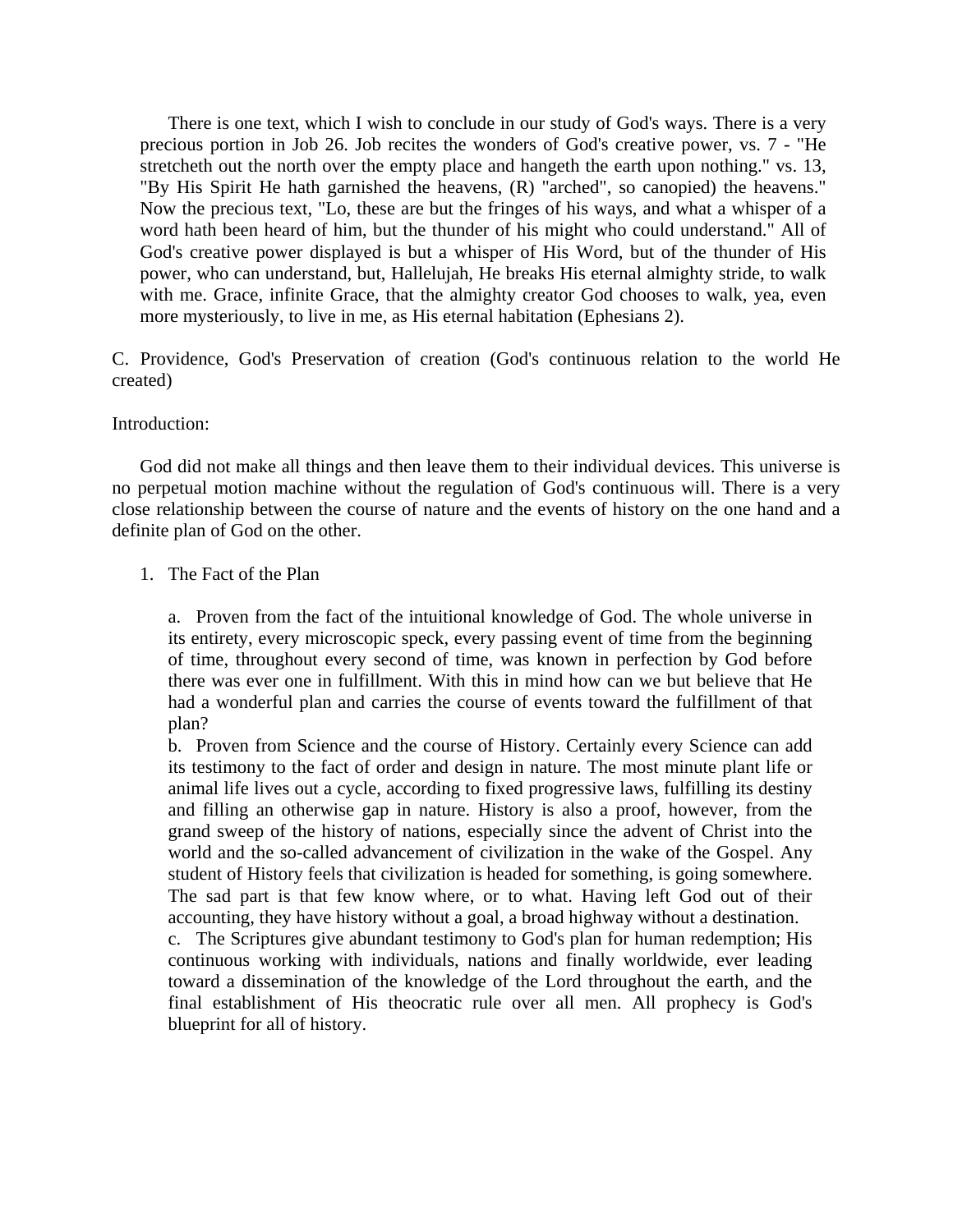There is one text, which I wish to conclude in our study of God's ways. There is a very precious portion in Job 26. Job recites the wonders of God's creative power, vs. 7 - "He stretcheth out the north over the empty place and hangeth the earth upon nothing." vs. 13, "By His Spirit He hath garnished the heavens, (R) "arched", so canopied) the heavens." Now the precious text, "Lo, these are but the fringes of his ways, and what a whisper of a word hath been heard of him, but the thunder of his might who could understand." All of God's creative power displayed is but a whisper of His Word, but of the thunder of His power, who can understand, but, Hallelujah, He breaks His eternal almighty stride, to walk with me. Grace, infinite Grace, that the almighty creator God chooses to walk, yea, even more mysteriously, to live in me, as His eternal habitation (Ephesians 2).

C. Providence, God's Preservation of creation (God's continuous relation to the world He created)

Introduction:

God did not make all things and then leave them to their individual devices. This universe is no perpetual motion machine without the regulation of God's continuous will. There is a very close relationship between the course of nature and the events of history on the one hand and a definite plan of God on the other.

1. The Fact of the Plan

   a. Proven from the fact of the intuitional knowledge of God. The whole universe in its entirety, every microscopic speck, every passing event of time from the beginning of time, throughout every second of time, was known in perfection by God before there was ever one in fulfillment. With this in mind how can we but believe that He had a wonderful plan and carries the course of events toward the fulfillment of that plan?

   b. Proven from Science and the course of History. Certainly every Science can add its testimony to the fact of order and design in nature. The most minute plant life or animal life lives out a cycle, according to fixed progressive laws, fulfilling its destiny and filling an otherwise gap in nature. History is also a proof, however, from the grand sweep of the history of nations, especially since the advent of Christ into the world and the so-called advancement of civilization in the wake of the Gospel. Any student of History feels that civilization is headed for something, is going somewhere. The sad part is that few know where, or to what. Having left God out of their accounting, they have history without a goal, a broad highway without a destination.

   c. The Scriptures give abundant testimony to God's plan for human redemption; His continuous working with individuals, nations and finally worldwide, ever leading toward a dissemination of the knowledge of the Lord throughout the earth, and the final establishment of His theocratic rule over all men. All prophecy is God's blueprint for all of history.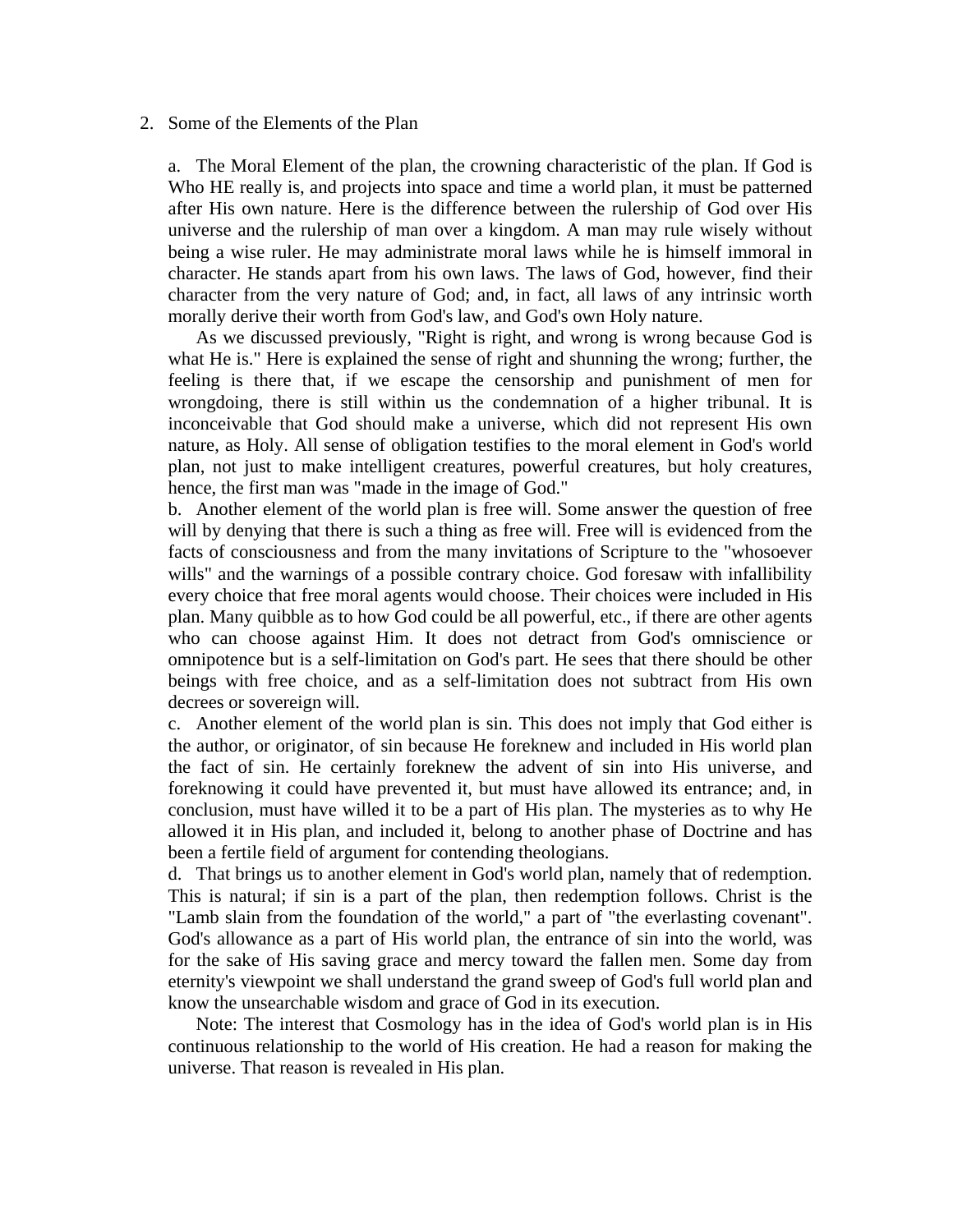2. Some of the Elements of the Plan

a. The Moral Element of the plan, the crowning characteristic of the plan. If God is Who HE really is, and projects into space and time a world plan, it must be patterned after His own nature. Here is the difference between the rulership of God over His universe and the rulership of man over a kingdom. A man may rule wisely without being a wise ruler. He may administrate moral laws while he is himself immoral in character. He stands apart from his own laws. The laws of God, however, find their character from the very nature of God; and, in fact, all laws of any intrinsic worth morally derive their worth from God's law, and God's own Holy nature.

As we discussed previously, "Right is right, and wrong is wrong because God is what He is." Here is explained the sense of right and shunning the wrong; further, the feeling is there that, if we escape the censorship and punishment of men for wrongdoing, there is still within us the condemnation of a higher tribunal. It is inconceivable that God should make a universe, which did not represent His own nature, as Holy. All sense of obligation testifies to the moral element in God's world plan, not just to make intelligent creatures, powerful creatures, but holy creatures, hence, the first man was "made in the image of God."

b. Another element of the world plan is free will. Some answer the question of free will by denying that there is such a thing as free will. Free will is evidenced from the facts of consciousness and from the many invitations of Scripture to the "whosoever wills" and the warnings of a possible contrary choice. God foresaw with infallibility every choice that free moral agents would choose. Their choices were included in His plan. Many quibble as to how God could be all powerful, etc., if there are other agents who can choose against Him. It does not detract from God's omniscience or omnipotence but is a self-limitation on God's part. He sees that there should be other beings with free choice, and as a self-limitation does not subtract from His own decrees or sovereign will.

c. Another element of the world plan is sin. This does not imply that God either is the author, or originator, of sin because He foreknew and included in His world plan the fact of sin. He certainly foreknew the advent of sin into His universe, and foreknowing it could have prevented it, but must have allowed its entrance; and, in conclusion, must have willed it to be a part of His plan. The mysteries as to why He allowed it in His plan, and included it, belong to another phase of Doctrine and has been a fertile field of argument for contending theologians.

d. That brings us to another element in God's world plan, namely that of redemption. This is natural; if sin is a part of the plan, then redemption follows. Christ is the "Lamb slain from the foundation of the world," a part of "the everlasting covenant". God's allowance as a part of His world plan, the entrance of sin into the world, was for the sake of His saving grace and mercy toward the fallen men. Some day from eternity's viewpoint we shall understand the grand sweep of God's full world plan and know the unsearchable wisdom and grace of God in its execution.

Note: The interest that Cosmology has in the idea of God's world plan is in His continuous relationship to the world of His creation. He had a reason for making the universe. That reason is revealed in His plan.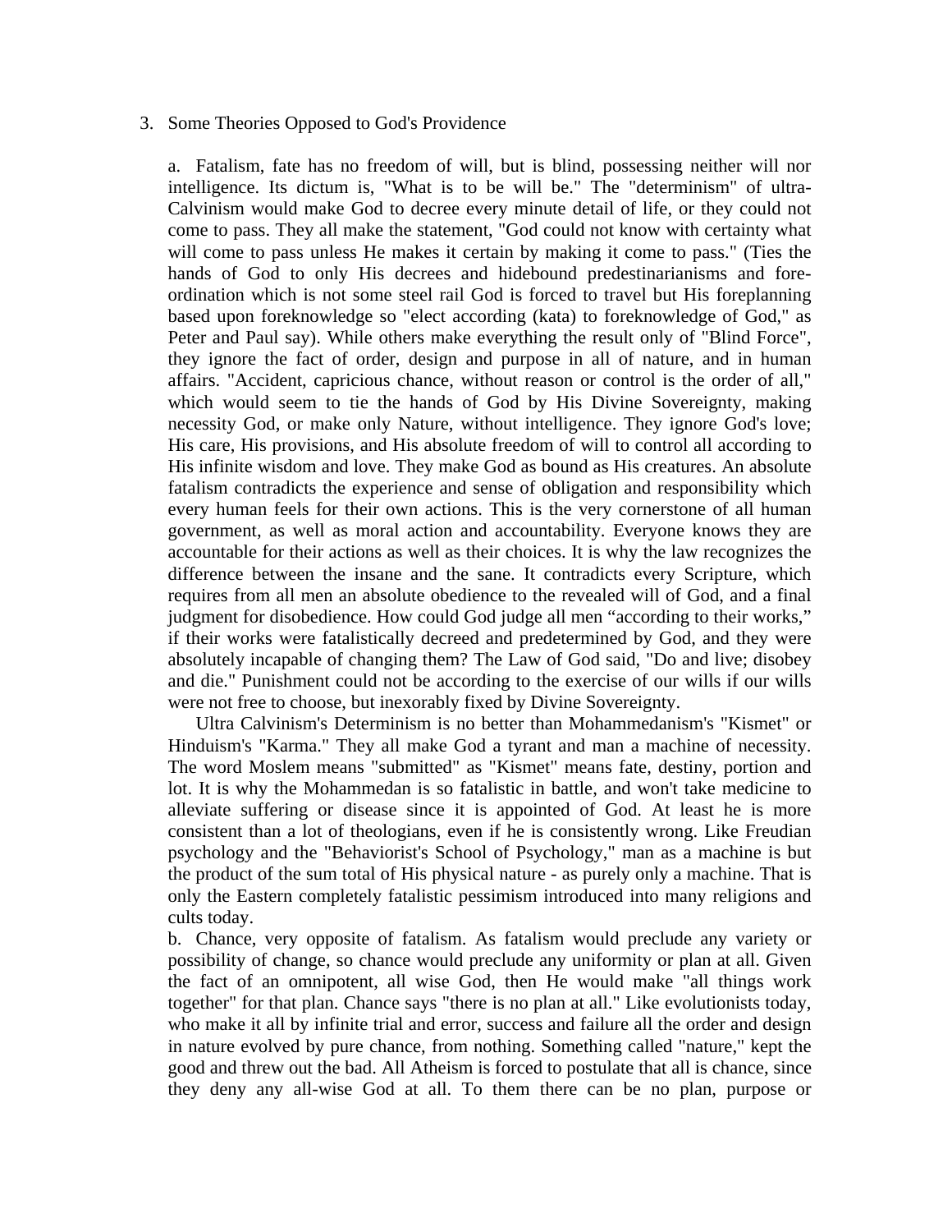3. Some Theories Opposed to God's Providence

a. Fatalism, fate has no freedom of will, but is blind, possessing neither will nor intelligence. Its dictum is, "What is to be will be." The "determinism" of ultra-Calvinism would make God to decree every minute detail of life, or they could not come to pass. They all make the statement, "God could not know with certainty what will come to pass unless He makes it certain by making it come to pass." (Ties the hands of God to only His decrees and hidebound predestinarianisms and fore-ordination which is not some steel rail God is forced to travel but His foreplanning based upon foreknowledge so "elect according (kata) to foreknowledge of God," as Peter and Paul say). While others make everything the result only of "Blind Force", they ignore the fact of order, design and purpose in all of nature, and in human affairs. "Accident, capricious chance, without reason or control is the order of all," which would seem to tie the hands of God by His Divine Sovereignty, making necessity God, or make only Nature, without intelligence. They ignore God's love; His care, His provisions, and His absolute freedom of will to control all according to His infinite wisdom and love. They make God as bound as His creatures. An absolute fatalism contradicts the experience and sense of obligation and responsibility which every human feels for their own actions. This is the very cornerstone of all human government, as well as moral action and accountability. Everyone knows they are accountable for their actions as well as their choices. It is why the law recognizes the difference between the insane and the sane. It contradicts every Scripture, which requires from all men an absolute obedience to the revealed will of God, and a final judgment for disobedience. How could God judge all men "according to their works," if their works were fatalistically decreed and predetermined by God, and they were absolutely incapable of changing them? The Law of God said, "Do and live; disobey and die." Punishment could not be according to the exercise of our wills if our wills were not free to choose, but inexorably fixed by Divine Sovereignty.

Ultra Calvinism's Determinism is no better than Mohammedanism's "Kismet" or Hinduism's "Karma." They all make God a tyrant and man a machine of necessity. The word Moslem means "submitted" as "Kismet" means fate, destiny, portion and lot. It is why the Mohammedan is so fatalistic in battle, and won't take medicine to alleviate suffering or disease since it is appointed of God. At least he is more consistent than a lot of theologians, even if he is consistently wrong. Like Freudian psychology and the "Behaviorist's School of Psychology," man as a machine is but the product of the sum total of His physical nature - as purely only a machine. That is only the Eastern completely fatalistic pessimism introduced into many religions and cults today.

b. Chance, very opposite of fatalism. As fatalism would preclude any variety or possibility of change, so chance would preclude any uniformity or plan at all. Given the fact of an omnipotent, all wise God, then He would make "all things work together" for that plan. Chance says "there is no plan at all." Like evolutionists today, who make it all by infinite trial and error, success and failure all the order and design in nature evolved by pure chance, from nothing. Something called "nature," kept the good and threw out the bad. All Atheism is forced to postulate that all is chance, since they deny any all-wise God at all. To them there can be no plan, purpose or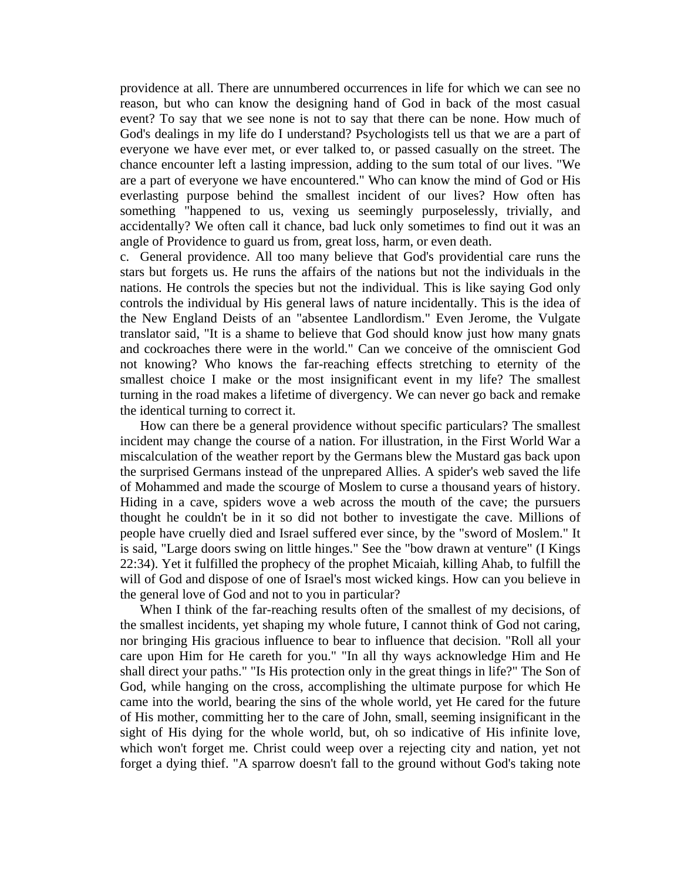providence at all. There are unnumbered occurrences in life for which we can see no reason, but who can know the designing hand of God in back of the most casual event? To say that we see none is not to say that there can be none. How much of God's dealings in my life do I understand? Psychologists tell us that we are a part of everyone we have ever met, or ever talked to, or passed casually on the street. The chance encounter left a lasting impression, adding to the sum total of our lives. "We are a part of everyone we have encountered." Who can know the mind of God or His everlasting purpose behind the smallest incident of our lives? How often has something "happened to us, vexing us seemingly purposelessly, trivially, and accidentally? We often call it chance, bad luck only sometimes to find out it was an angle of Providence to guard us from, great loss, harm, or even death.

c. General providence. All too many believe that God's providential care runs the stars but forgets us. He runs the affairs of the nations but not the individuals in the nations. He controls the species but not the individual. This is like saying God only controls the individual by His general laws of nature incidentally. This is the idea of the New England Deists of an "absentee Landlordism." Even Jerome, the Vulgate translator said, "It is a shame to believe that God should know just how many gnats and cockroaches there were in the world." Can we conceive of the omniscient God not knowing? Who knows the far-reaching effects stretching to eternity of the smallest choice I make or the most insignificant event in my life? The smallest turning in the road makes a lifetime of divergency. We can never go back and remake the identical turning to correct it.

How can there be a general providence without specific particulars? The smallest incident may change the course of a nation. For illustration, in the First World War a miscalculation of the weather report by the Germans blew the Mustard gas back upon the surprised Germans instead of the unprepared Allies. A spider's web saved the life of Mohammed and made the scourge of Moslem to curse a thousand years of history. Hiding in a cave, spiders wove a web across the mouth of the cave; the pursuers thought he couldn't be in it so did not bother to investigate the cave. Millions of people have cruelly died and Israel suffered ever since, by the "sword of Moslem." It is said, "Large doors swing on little hinges." See the "bow drawn at venture" (I Kings 22:34). Yet it fulfilled the prophecy of the prophet Micaiah, killing Ahab, to fulfill the will of God and dispose of one of Israel's most wicked kings. How can you believe in the general love of God and not to you in particular?

When I think of the far-reaching results often of the smallest of my decisions, of the smallest incidents, yet shaping my whole future, I cannot think of God not caring, nor bringing His gracious influence to bear to influence that decision. "Roll all your care upon Him for He careth for you." "In all thy ways acknowledge Him and He shall direct your paths." "Is His protection only in the great things in life?" The Son of God, while hanging on the cross, accomplishing the ultimate purpose for which He came into the world, bearing the sins of the whole world, yet He cared for the future of His mother, committing her to the care of John, small, seeming insignificant in the sight of His dying for the whole world, but, oh so indicative of His infinite love, which won't forget me. Christ could weep over a rejecting city and nation, yet not forget a dying thief. "A sparrow doesn't fall to the ground without God's taking note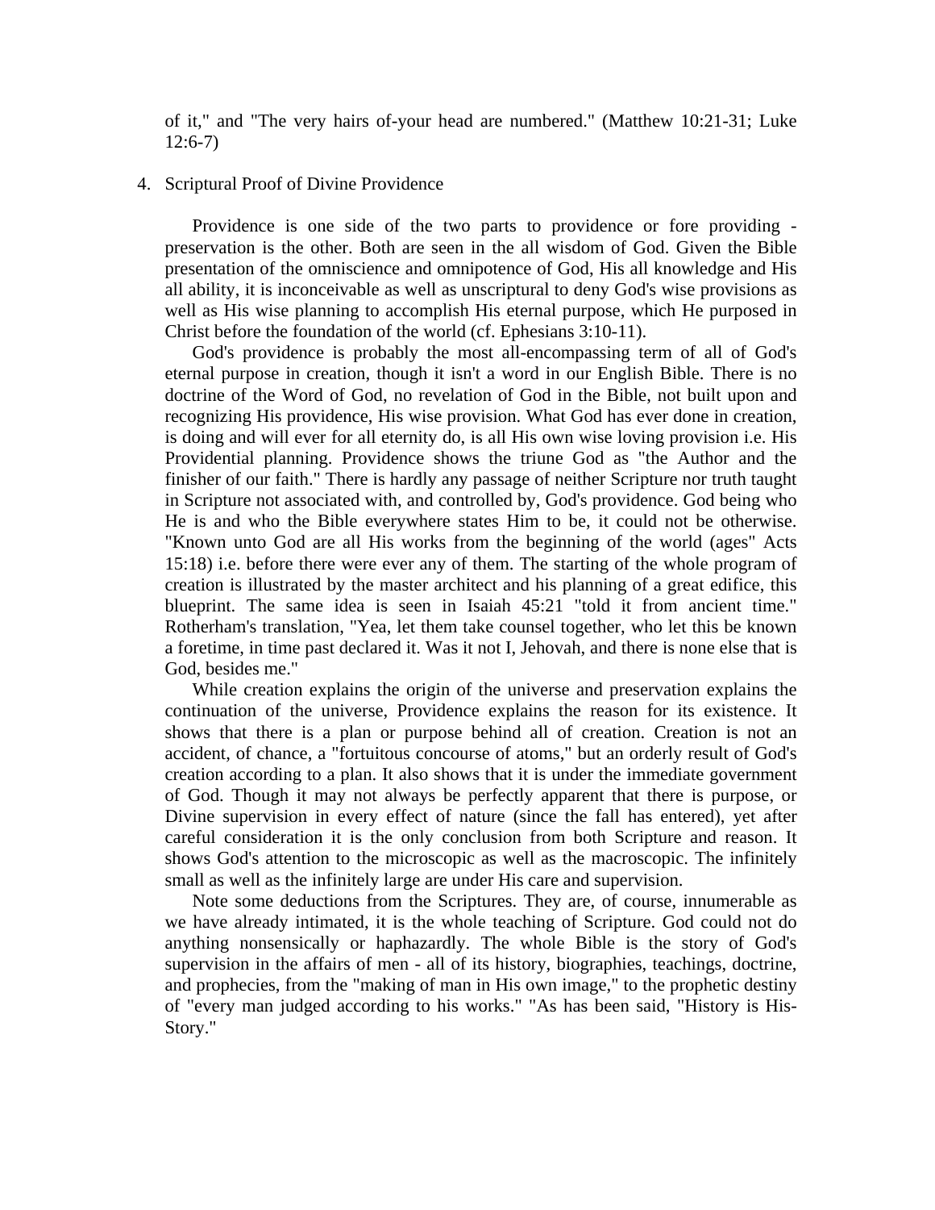of it," and "The very hairs of-your head are numbered." (Matthew 10:21-31; Luke 12:6-7)

4. Scriptural Proof of Divine Providence

Providence is one side of the two parts to providence or fore providing - preservation is the other. Both are seen in the all wisdom of God. Given the Bible presentation of the omniscience and omnipotence of God, His all knowledge and His all ability, it is inconceivable as well as unscriptural to deny God's wise provisions as well as His wise planning to accomplish His eternal purpose, which He purposed in Christ before the foundation of the world (cf. Ephesians 3:10-11).

God's providence is probably the most all-encompassing term of all of God's eternal purpose in creation, though it isn't a word in our English Bible. There is no doctrine of the Word of God, no revelation of God in the Bible, not built upon and recognizing His providence, His wise provision. What God has ever done in creation, is doing and will ever for all eternity do, is all His own wise loving provision i.e. His Providential planning. Providence shows the triune God as "the Author and the finisher of our faith." There is hardly any passage of neither Scripture nor truth taught in Scripture not associated with, and controlled by, God's providence. God being who He is and who the Bible everywhere states Him to be, it could not be otherwise. "Known unto God are all His works from the beginning of the world (ages" Acts 15:18) i.e. before there were ever any of them. The starting of the whole program of creation is illustrated by the master architect and his planning of a great edifice, this blueprint. The same idea is seen in Isaiah 45:21 "told it from ancient time." Rotherham's translation, "Yea, let them take counsel together, who let this be known a foretime, in time past declared it. Was it not I, Jehovah, and there is none else that is God, besides me."

While creation explains the origin of the universe and preservation explains the continuation of the universe, Providence explains the reason for its existence. It shows that there is a plan or purpose behind all of creation. Creation is not an accident, of chance, a "fortuitous concourse of atoms," but an orderly result of God's creation according to a plan. It also shows that it is under the immediate government of God. Though it may not always be perfectly apparent that there is purpose, or Divine supervision in every effect of nature (since the fall has entered), yet after careful consideration it is the only conclusion from both Scripture and reason. It shows God's attention to the microscopic as well as the macroscopic. The infinitely small as well as the infinitely large are under His care and supervision.

Note some deductions from the Scriptures. They are, of course, innumerable as we have already intimated, it is the whole teaching of Scripture. God could not do anything nonsensically or haphazardly. The whole Bible is the story of God's supervision in the affairs of men - all of its history, biographies, teachings, doctrine, and prophecies, from the "making of man in His own image," to the prophetic destiny of "every man judged according to his works." "As has been said, "History is His-Story."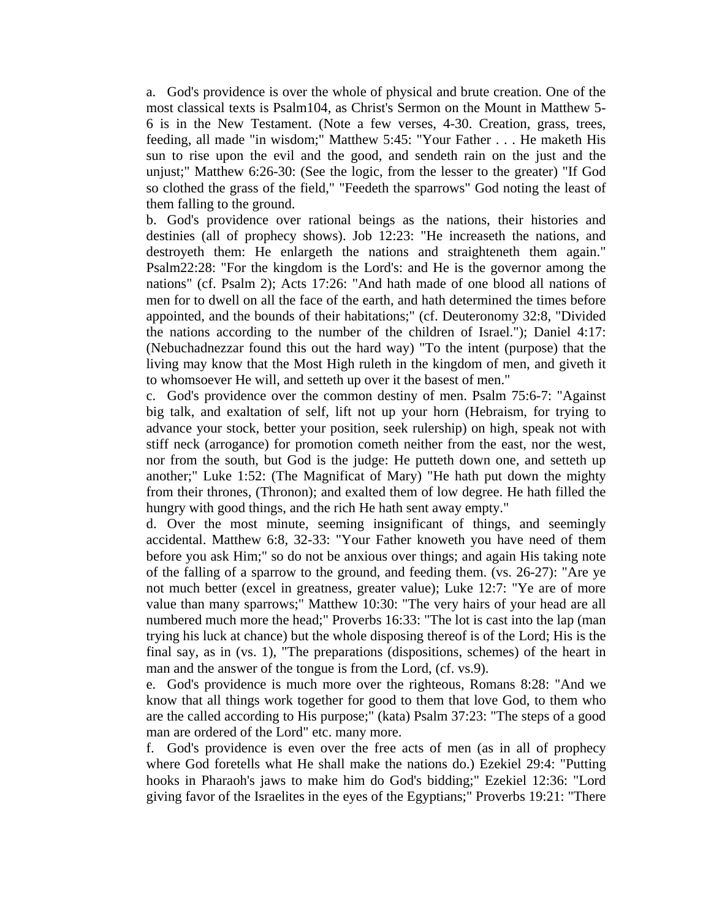a. God's providence is over the whole of physical and brute creation. One of the most classical texts is Psalm104, as Christ's Sermon on the Mount in Matthew 5-6 is in the New Testament. (Note a few verses, 4-30. Creation, grass, trees, feeding, all made "in wisdom;" Matthew 5:45: "Your Father . . . He maketh His sun to rise upon the evil and the good, and sendeth rain on the just and the unjust;" Matthew 6:26-30: (See the logic, from the lesser to the greater) "If God so clothed the grass of the field," "Feedeth the sparrows" God noting the least of them falling to the ground.

b. God's providence over rational beings as the nations, their histories and destinies (all of prophecy shows). Job 12:23: "He increaseth the nations, and destroyeth them: He enlargeth the nations and straighteneth them again." Psalm22:28: "For the kingdom is the Lord's: and He is the governor among the nations" (cf. Psalm 2); Acts 17:26: "And hath made of one blood all nations of men for to dwell on all the face of the earth, and hath determined the times before appointed, and the bounds of their habitations;" (cf. Deuteronomy 32:8, "Divided the nations according to the number of the children of Israel."); Daniel 4:17: (Nebuchadnezzar found this out the hard way) "To the intent (purpose) that the living may know that the Most High ruleth in the kingdom of men, and giveth it to whomsoever He will, and setteth up over it the basest of men."

c. God's providence over the common destiny of men. Psalm 75:6-7: "Against big talk, and exaltation of self, lift not up your horn (Hebraism, for trying to advance your stock, better your position, seek rulership) on high, speak not with stiff neck (arrogance) for promotion cometh neither from the east, nor the west, nor from the south, but God is the judge: He putteth down one, and setteth up another;" Luke 1:52: (The Magnificat of Mary) "He hath put down the mighty from their thrones, (Thronon); and exalted them of low degree. He hath filled the hungry with good things, and the rich He hath sent away empty."

d. Over the most minute, seeming insignificant of things, and seemingly accidental. Matthew 6:8, 32-33: "Your Father knoweth you have need of them before you ask Him;" so do not be anxious over things; and again His taking note of the falling of a sparrow to the ground, and feeding them. (vs. 26-27): "Are ye not much better (excel in greatness, greater value); Luke 12:7: "Ye are of more value than many sparrows;" Matthew 10:30: "The very hairs of your head are all numbered much more the head;" Proverbs 16:33: "The lot is cast into the lap (man trying his luck at chance) but the whole disposing thereof is of the Lord; His is the final say, as in (vs. 1), "The preparations (dispositions, schemes) of the heart in man and the answer of the tongue is from the Lord, (cf. vs.9).

e. God's providence is much more over the righteous, Romans 8:28: "And we know that all things work together for good to them that love God, to them who are the called according to His purpose;" (kata) Psalm 37:23: "The steps of a good man are ordered of the Lord" etc. many more.

f. God's providence is even over the free acts of men (as in all of prophecy where God foretells what He shall make the nations do.) Ezekiel 29:4: "Putting hooks in Pharaoh's jaws to make him do God's bidding;" Ezekiel 12:36: "Lord giving favor of the Israelites in the eyes of the Egyptians;" Proverbs 19:21: "There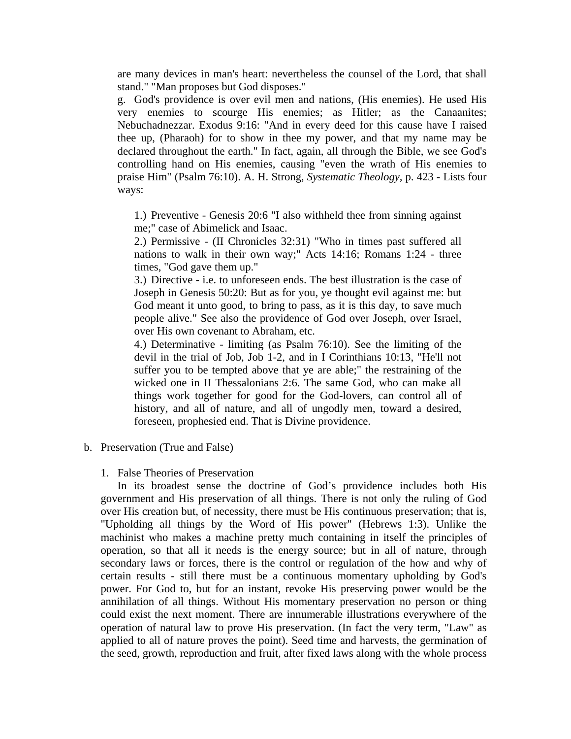are many devices in man's heart: nevertheless the counsel of the Lord, that shall stand." "Man proposes but God disposes."

g. God's providence is over evil men and nations, (His enemies). He used His very enemies to scourge His enemies; as Hitler; as the Canaanites; Nebuchadnezzar. Exodus 9:16: "And in every deed for this cause have I raised thee up, (Pharaoh) for to show in thee my power, and that my name may be declared throughout the earth." In fact, again, all through the Bible, we see God's controlling hand on His enemies, causing "even the wrath of His enemies to praise Him" (Psalm 76:10). A. H. Strong, *Systematic Theology,* p. 423 - Lists four ways:

1.) Preventive - Genesis 20:6 "I also withheld thee from sinning against me;" case of Abimelick and Isaac.

2.) Permissive - (II Chronicles 32:31) "Who in times past suffered all nations to walk in their own way;" Acts 14:16; Romans 1:24 - three times, "God gave them up."

3.) Directive - i.e. to unforeseen ends. The best illustration is the case of Joseph in Genesis 50:20: But as for you, ye thought evil against me: but God meant it unto good, to bring to pass, as it is this day, to save much people alive." See also the providence of God over Joseph, over Israel, over His own covenant to Abraham, etc.

4.) Determinative - limiting (as Psalm 76:10). See the limiting of the devil in the trial of Job, Job 1-2, and in I Corinthians 10:13, "He'll not suffer you to be tempted above that ye are able;" the restraining of the wicked one in II Thessalonians 2:6. The same God, who can make all things work together for good for the God-lovers, can control all of history, and all of nature, and all of ungodly men, toward a desired, foreseen, prophesied end. That is Divine providence.

b. Preservation (True and False)

1. False Theories of Preservation

In its broadest sense the doctrine of God's providence includes both His government and His preservation of all things. There is not only the ruling of God over His creation but, of necessity, there must be His continuous preservation; that is, "Upholding all things by the Word of His power" (Hebrews 1:3). Unlike the machinist who makes a machine pretty much containing in itself the principles of operation, so that all it needs is the energy source; but in all of nature, through secondary laws or forces, there is the control or regulation of the how and why of certain results - still there must be a continuous momentary upholding by God's power. For God to, but for an instant, revoke His preserving power would be the annihilation of all things. Without His momentary preservation no person or thing could exist the next moment. There are innumerable illustrations everywhere of the operation of natural law to prove His preservation. (In fact the very term, "Law" as applied to all of nature proves the point). Seed time and harvests, the germination of the seed, growth, reproduction and fruit, after fixed laws along with the whole process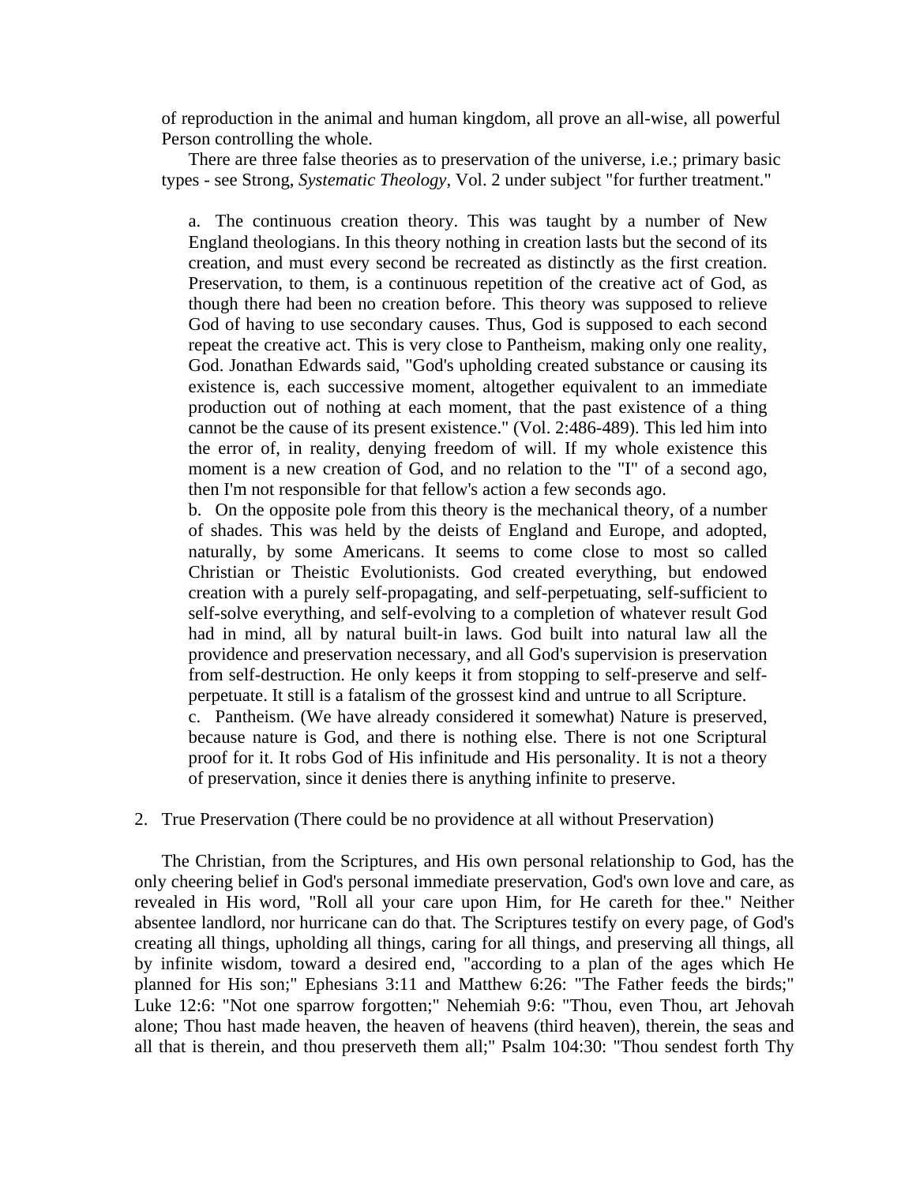of reproduction in the animal and human kingdom, all prove an all-wise, all powerful Person controlling the whole.

There are three false theories as to preservation of the universe, i.e.; primary basic types - see Strong, *Systematic Theology*, Vol. 2 under subject "for further treatment."

a. The continuous creation theory. This was taught by a number of New England theologians. In this theory nothing in creation lasts but the second of its creation, and must every second be recreated as distinctly as the first creation. Preservation, to them, is a continuous repetition of the creative act of God, as though there had been no creation before. This theory was supposed to relieve God of having to use secondary causes. Thus, God is supposed to each second repeat the creative act. This is very close to Pantheism, making only one reality, God. Jonathan Edwards said, "God's upholding created substance or causing its existence is, each successive moment, altogether equivalent to an immediate production out of nothing at each moment, that the past existence of a thing cannot be the cause of its present existence." (Vol. 2:486-489). This led him into the error of, in reality, denying freedom of will. If my whole existence this moment is a new creation of God, and no relation to the "I" of a second ago, then I'm not responsible for that fellow's action a few seconds ago.

b. On the opposite pole from this theory is the mechanical theory, of a number of shades. This was held by the deists of England and Europe, and adopted, naturally, by some Americans. It seems to come close to most so called Christian or Theistic Evolutionists. God created everything, but endowed creation with a purely self-propagating, and self-perpetuating, self-sufficient to self-solve everything, and self-evolving to a completion of whatever result God had in mind, all by natural built-in laws. God built into natural law all the providence and preservation necessary, and all God's supervision is preservation from self-destruction. He only keeps it from stopping to self-preserve and self-perpetuate. It still is a fatalism of the grossest kind and untrue to all Scripture.

c. Pantheism. (We have already considered it somewhat) Nature is preserved, because nature is God, and there is nothing else. There is not one Scriptural proof for it. It robs God of His infinitude and His personality. It is not a theory of preservation, since it denies there is anything infinite to preserve.

2. True Preservation (There could be no providence at all without Preservation)

The Christian, from the Scriptures, and His own personal relationship to God, has the only cheering belief in God's personal immediate preservation, God's own love and care, as revealed in His word, "Roll all your care upon Him, for He careth for thee." Neither absentee landlord, nor hurricane can do that. The Scriptures testify on every page, of God's creating all things, upholding all things, caring for all things, and preserving all things, all by infinite wisdom, toward a desired end, "according to a plan of the ages which He planned for His son;" Ephesians 3:11 and Matthew 6:26: "The Father feeds the birds;" Luke 12:6: "Not one sparrow forgotten;" Nehemiah 9:6: "Thou, even Thou, art Jehovah alone; Thou hast made heaven, the heaven of heavens (third heaven), therein, the seas and all that is therein, and thou preserveth them all;" Psalm 104:30: "Thou sendest forth Thy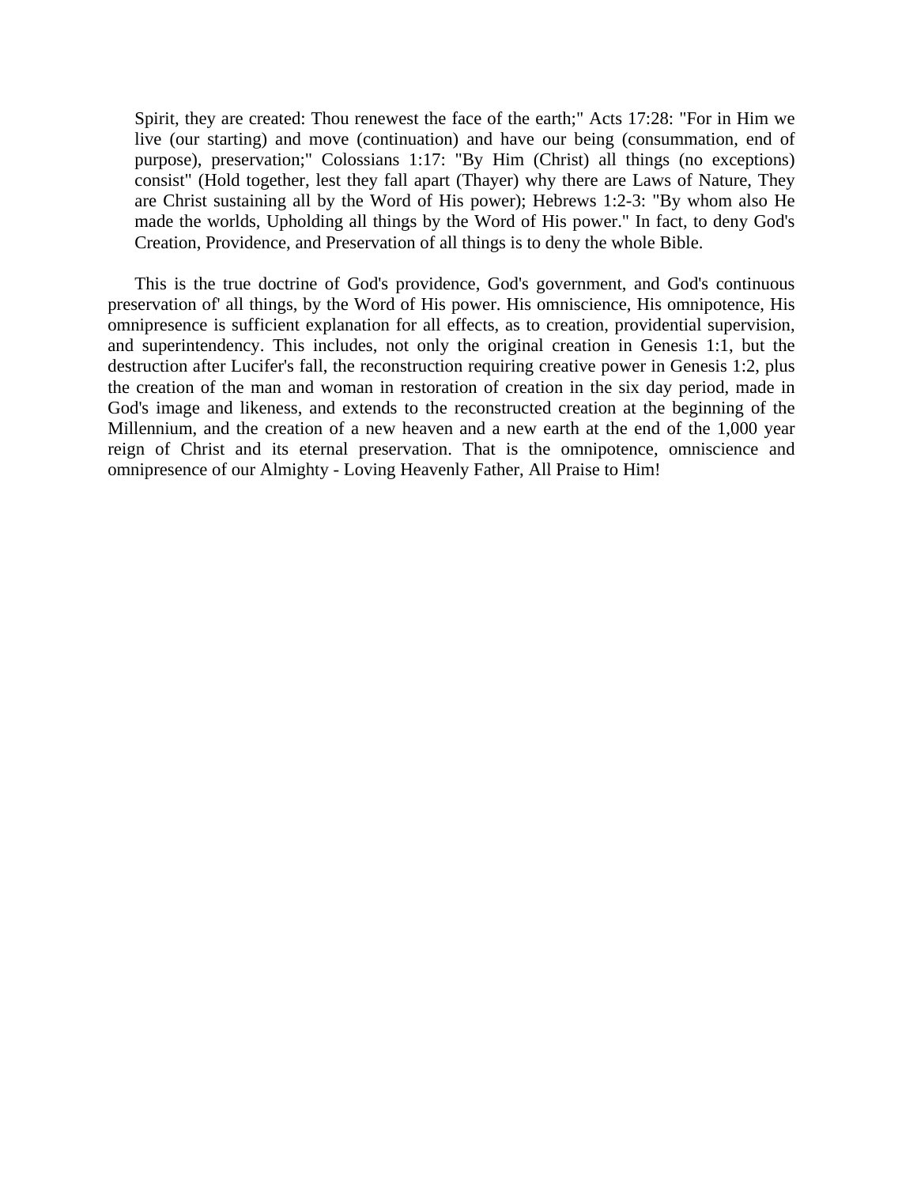Spirit, they are created: Thou renewest the face of the earth;" Acts 17:28: "For in Him we live (our starting) and move (continuation) and have our being (consummation, end of purpose), preservation;" Colossians 1:17: "By Him (Christ) all things (no exceptions) consist" (Hold together, lest they fall apart (Thayer) why there are Laws of Nature, They are Christ sustaining all by the Word of His power); Hebrews 1:2-3: "By whom also He made the worlds, Upholding all things by the Word of His power." In fact, to deny God's Creation, Providence, and Preservation of all things is to deny the whole Bible.

This is the true doctrine of God's providence, God's government, and God's continuous preservation of' all things, by the Word of His power. His omniscience, His omnipotence, His omnipresence is sufficient explanation for all effects, as to creation, providential supervision, and superintendency. This includes, not only the original creation in Genesis 1:1, but the destruction after Lucifer's fall, the reconstruction requiring creative power in Genesis 1:2, plus the creation of the man and woman in restoration of creation in the six day period, made in God's image and likeness, and extends to the reconstructed creation at the beginning of the Millennium, and the creation of a new heaven and a new earth at the end of the 1,000 year reign of Christ and its eternal preservation. That is the omnipotence, omniscience and omnipresence of our Almighty - Loving Heavenly Father, All Praise to Him!